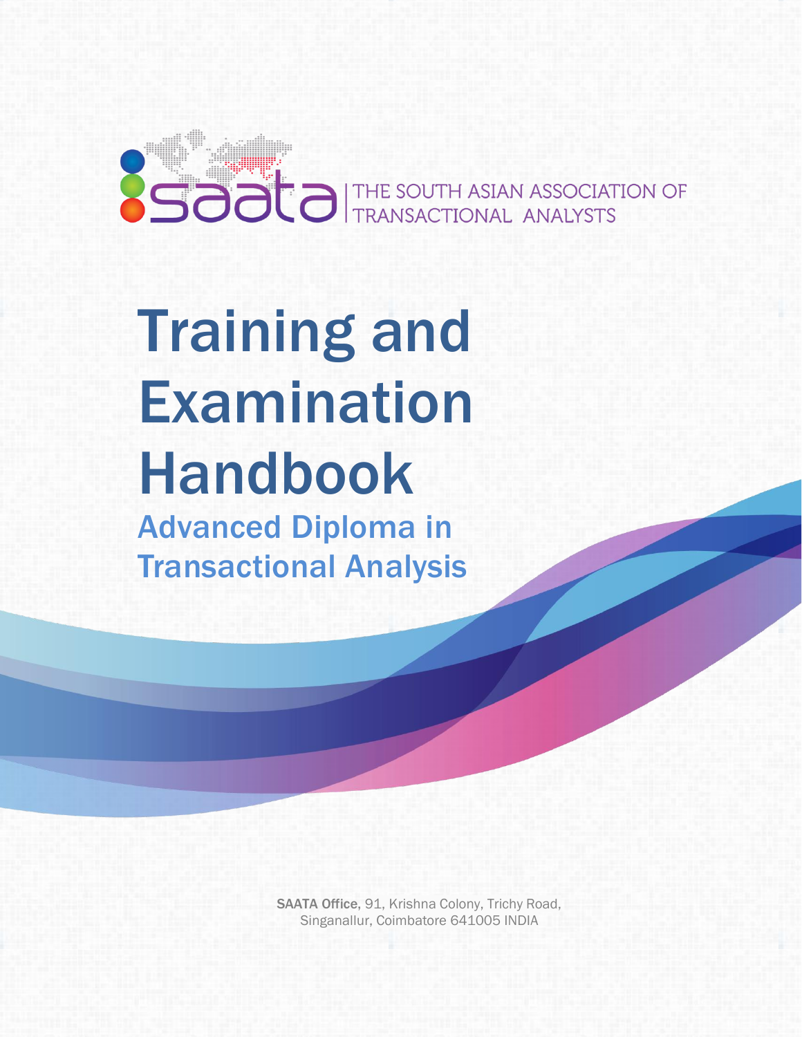saata | THE SOUTH ASIAN ASSOCIATION OF TRANSACTIONAL ANALYSTS

# Training and Examination Handbook

## Advanced Diploma in Transactional Analysis

**SAATA Office**, 91, Krishna Colony, Trichy Road, Singanallur, Coimbatore 641005 INDIA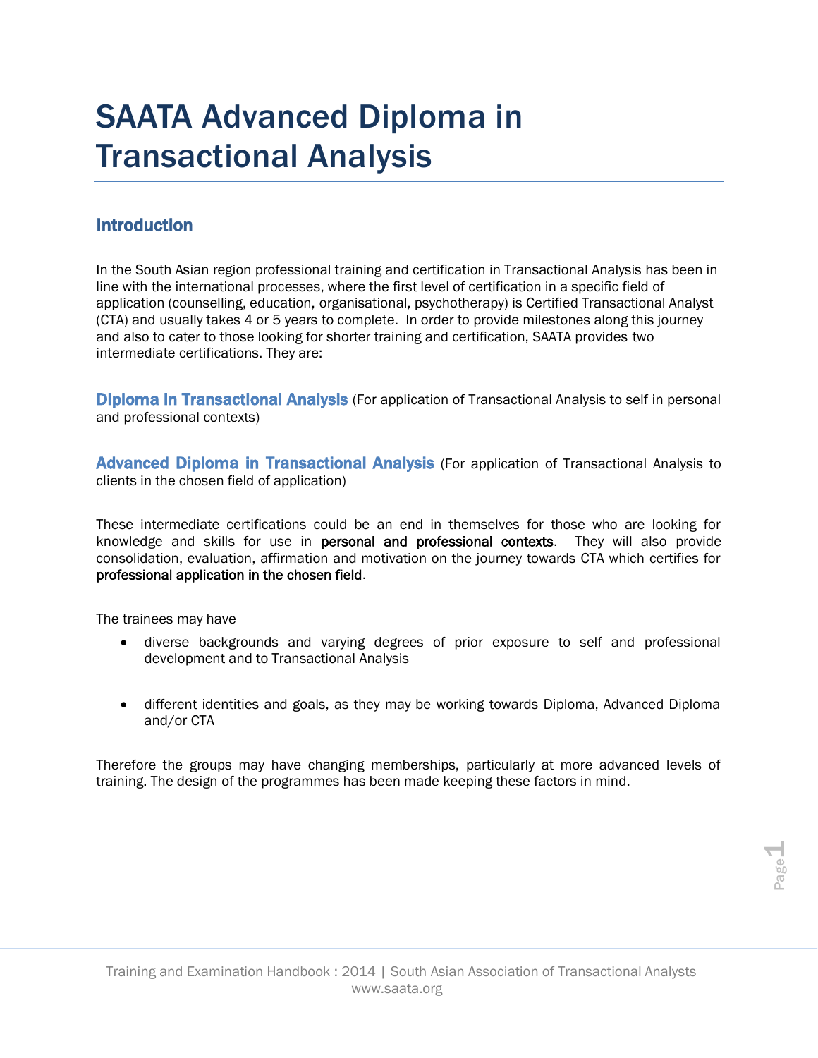# SAATA Advanced Diploma in Transactional Analysis

## Introduction

In the South Asian region professional training and certification in Transactional Analysis has been in line with the international processes, where the first level of certification in a specific field of application (counselling, education, organisational, psychotherapy) is Certified Transactional Analyst (CTA) and usually takes 4 or 5 years to complete. In order to provide milestones along this journey and also to cater to those looking for shorter training and certification, SAATA provides two intermediate certifications. They are:

**Diploma in Transactional Analysis** (For application of Transactional Analysis to self in personal and professional contexts)

**Advanced Diploma in Transactional Analysis** (For application of Transactional Analysis to clients in the chosen field of application)

These intermediate certifications could be an end in themselves for those who are looking for knowledge and skills for use in **personal and professional contexts**. They will also provide consolidation, evaluation, affirmation and motivation on the journey towards CTA which certifies for **professional application in the chosen field**.

The trainees may have

- diverse backgrounds and varying degrees of prior exposure to self and professional development and to Transactional Analysis
- different identities and goals, as they may be working towards Diploma, Advanced Diploma and/or CTA

Therefore the groups may have changing memberships, particularly at more advanced levels of training. The design of the programmes has been made keeping these factors in mind.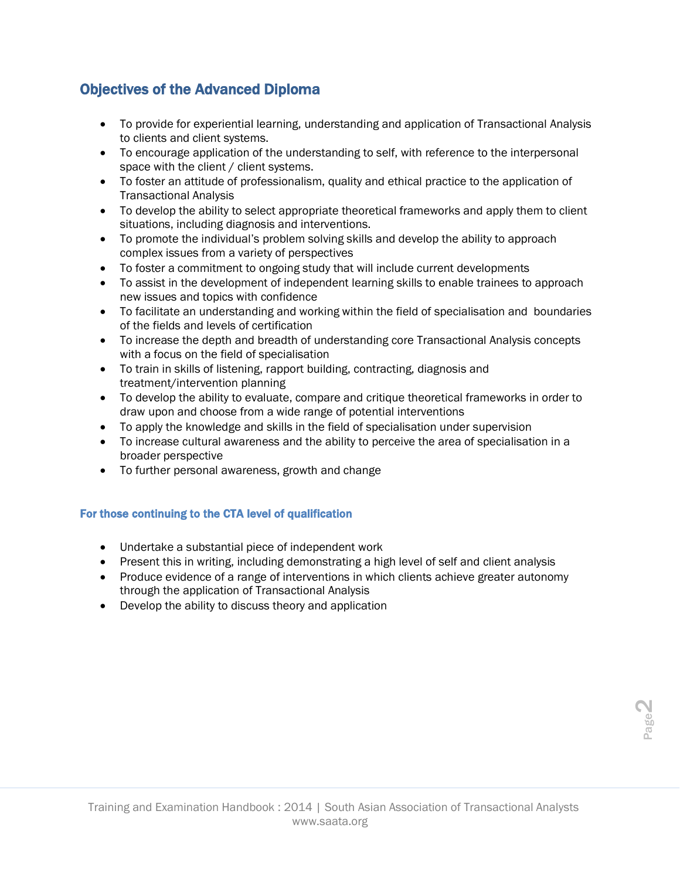## Objectives of the Advanced Diploma

- To provide for experiential learning, understanding and application of Transactional Analysis to clients and client systems.
- To encourage application of the understanding to self, with reference to the interpersonal space with the client / client systems.
- To foster an attitude of professionalism, quality and ethical practice to the application of Transactional Analysis
- To develop the ability to select appropriate theoretical frameworks and apply them to client situations, including diagnosis and interventions.
- To promote the individual's problem solving skills and develop the ability to approach complex issues from a variety of perspectives
- To foster a commitment to ongoing study that will include current developments
- To assist in the development of independent learning skills to enable trainees to approach new issues and topics with confidence
- To facilitate an understanding and working within the field of specialisation and boundaries of the fields and levels of certification
- To increase the depth and breadth of understanding core Transactional Analysis concepts with a focus on the field of specialisation
- To train in skills of listening, rapport building, contracting, diagnosis and treatment/intervention planning
- To develop the ability to evaluate, compare and critique theoretical frameworks in order to draw upon and choose from a wide range of potential interventions
- To apply the knowledge and skills in the field of specialisation under supervision
- To increase cultural awareness and the ability to perceive the area of specialisation in a broader perspective
- To further personal awareness, growth and change

### For those continuing to the CTA level of qualification

- Undertake a substantial piece of independent work
- Present this in writing, including demonstrating a high level of self and client analysis
- Produce evidence of a range of interventions in which clients achieve greater autonomy through the application of Transactional Analysis
- Develop the ability to discuss theory and application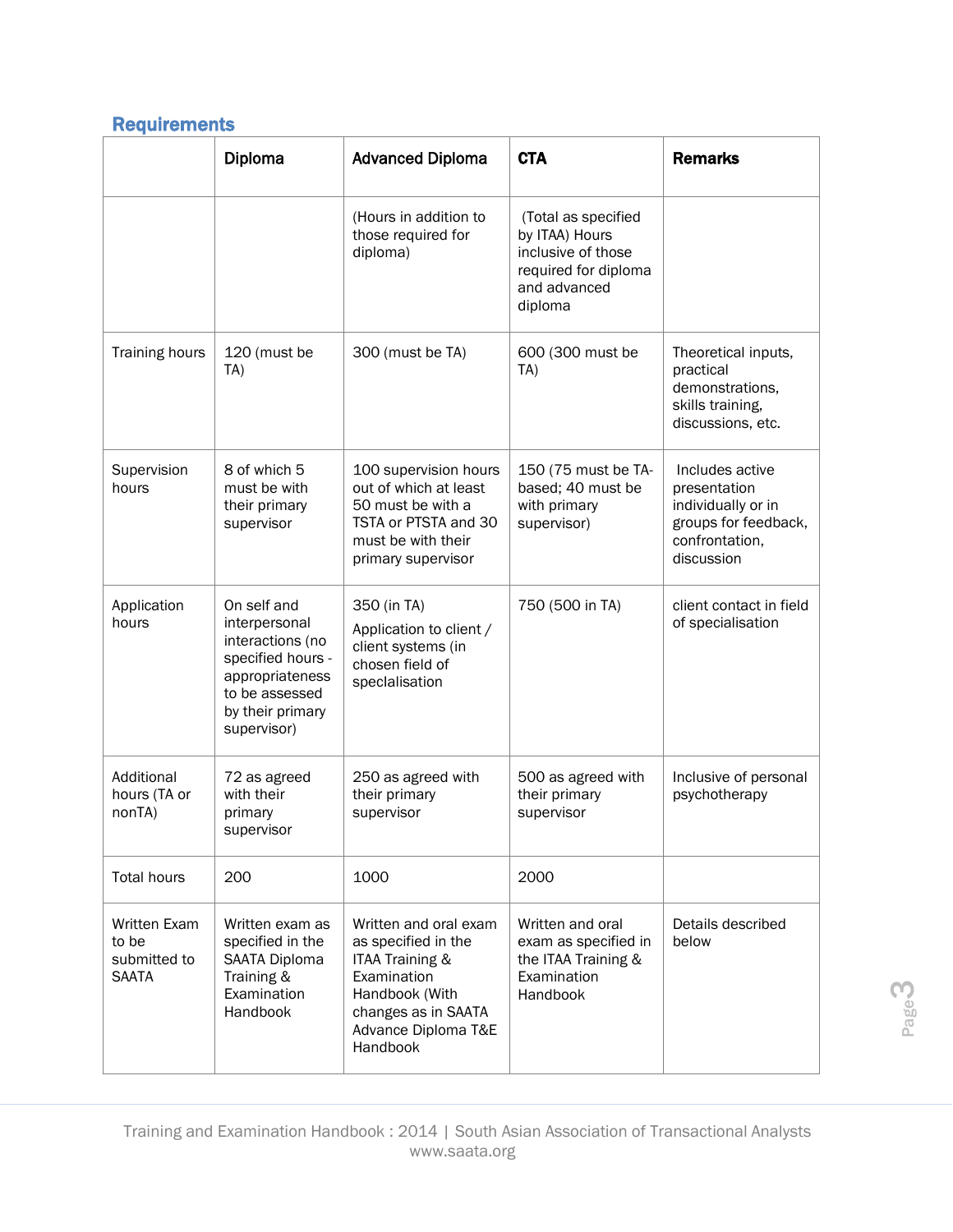## Requirements

| | Diploma | Advanced Diploma | CTA | Remarks |
|---|---|---|---|---|
| | | (Hours in addition to those required for diploma) | (Total as specified by ITAA) Hours inclusive of those required for diploma and advanced diploma | |
| Training hours | 120 (must be TA) | 300 (must be TA) | 600 (300 must be TA) | Theoretical inputs, practical demonstrations, skills training, discussions, etc. |
| Supervision hours | 8 of which 5 must be with their primary supervisor | 100 supervision hours out of which at least 50 must be with a TSTA or PTSTA and 30 must be with their primary supervisor | 150 (75 must be TA-based; 40 must be with primary supervisor) | Includes active presentation individually or in groups for feedback, confrontation, discussion |
| Application hours | On self and interpersonal interactions (no specified hours - appropriateness to be assessed by their primary supervisor) | 350 (in TA) Application to client / client systems (in chosen field of speclalisation | 750 (500 in TA) | client contact in field of specialisation |
| Additional hours (TA or nonTA) | 72 as agreed with their primary supervisor | 250 as agreed with their primary supervisor | 500 as agreed with their primary supervisor | Inclusive of personal psychotherapy |
| Total hours | 200 | 1000 | 2000 | |
| Written Exam to be submitted to SAATA | Written exam as specified in the SAATA Diploma Training & Examination Handbook | Written and oral exam as specified in the ITAA Training & Examination Handbook (With changes as in SAATA Advance Diploma T&E Handbook | Written and oral exam as specified in the ITAA Training & Examination Handbook | Details described below |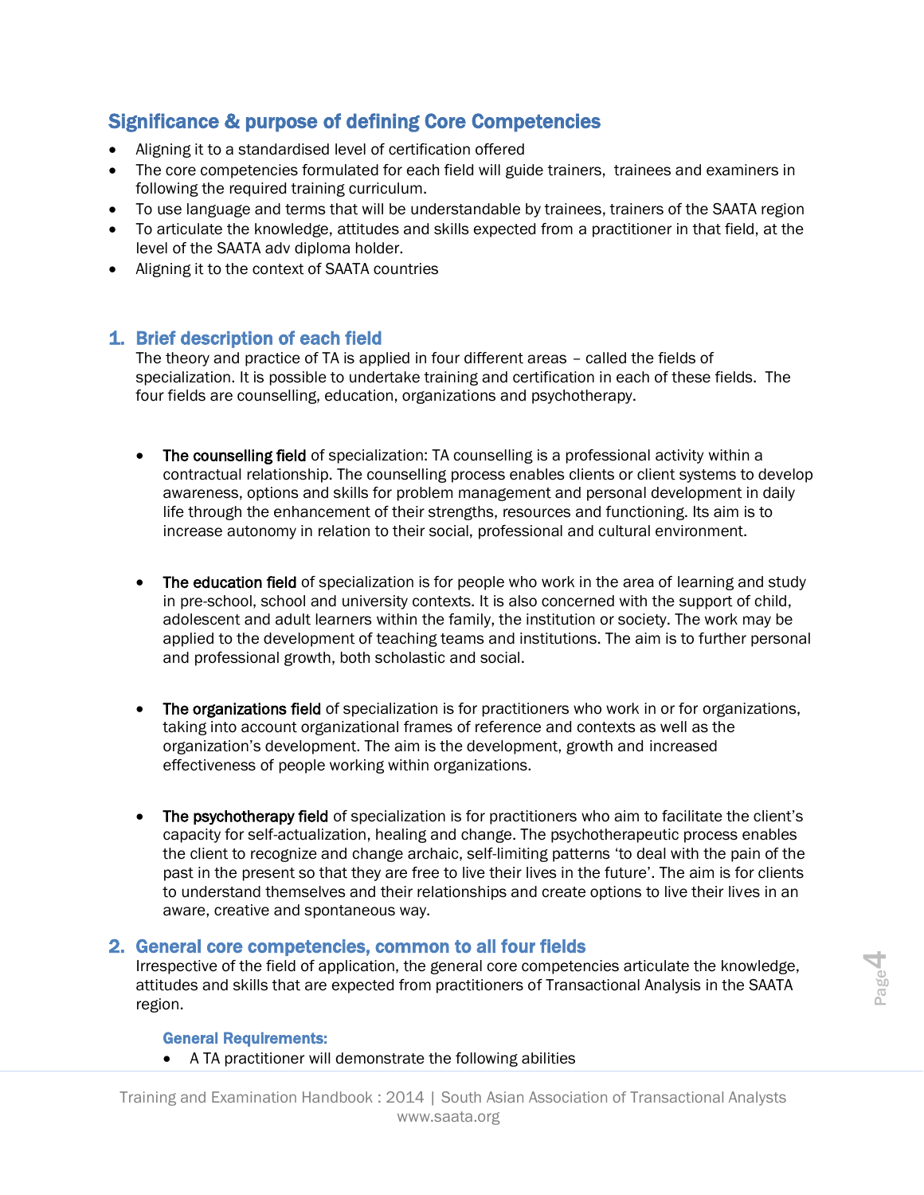## Significance & purpose of defining Core Competencies

- Aligning it to a standardised level of certification offered
- The core competencies formulated for each field will guide trainers, trainees and examiners in following the required training curriculum.
- To use language and terms that will be understandable by trainees, trainers of the SAATA region
- To articulate the knowledge, attitudes and skills expected from a practitioner in that field, at the level of the SAATA adv diploma holder.
- Aligning it to the context of SAATA countries

## 1. Brief description of each field

The theory and practice of TA is applied in four different areas – called the fields of specialization. It is possible to undertake training and certification in each of these fields. The four fields are counselling, education, organizations and psychotherapy.

- **The counselling field** of specialization: TA counselling is a professional activity within a contractual relationship. The counselling process enables clients or client systems to develop awareness, options and skills for problem management and personal development in daily life through the enhancement of their strengths, resources and functioning. Its aim is to increase autonomy in relation to their social, professional and cultural environment.

- **The education field** of specialization is for people who work in the area of learning and study in pre-school, school and university contexts. It is also concerned with the support of child, adolescent and adult learners within the family, the institution or society. The work may be applied to the development of teaching teams and institutions. The aim is to further personal and professional growth, both scholastic and social.

- **The organizations field** of specialization is for practitioners who work in or for organizations, taking into account organizational frames of reference and contexts as well as the organization's development. The aim is the development, growth and increased effectiveness of people working within organizations.

- **The psychotherapy field** of specialization is for practitioners who aim to facilitate the client's capacity for self-actualization, healing and change. The psychotherapeutic process enables the client to recognize and change archaic, self-limiting patterns 'to deal with the pain of the past in the present so that they are free to live their lives in the future'. The aim is for clients to understand themselves and their relationships and create options to live their lives in an aware, creative and spontaneous way.

## 2. General core competencies, common to all four fields

Irrespective of the field of application, the general core competencies articulate the knowledge, attitudes and skills that are expected from practitioners of Transactional Analysis in the SAATA region.

### General Requirements:

- A TA practitioner will demonstrate the following abilities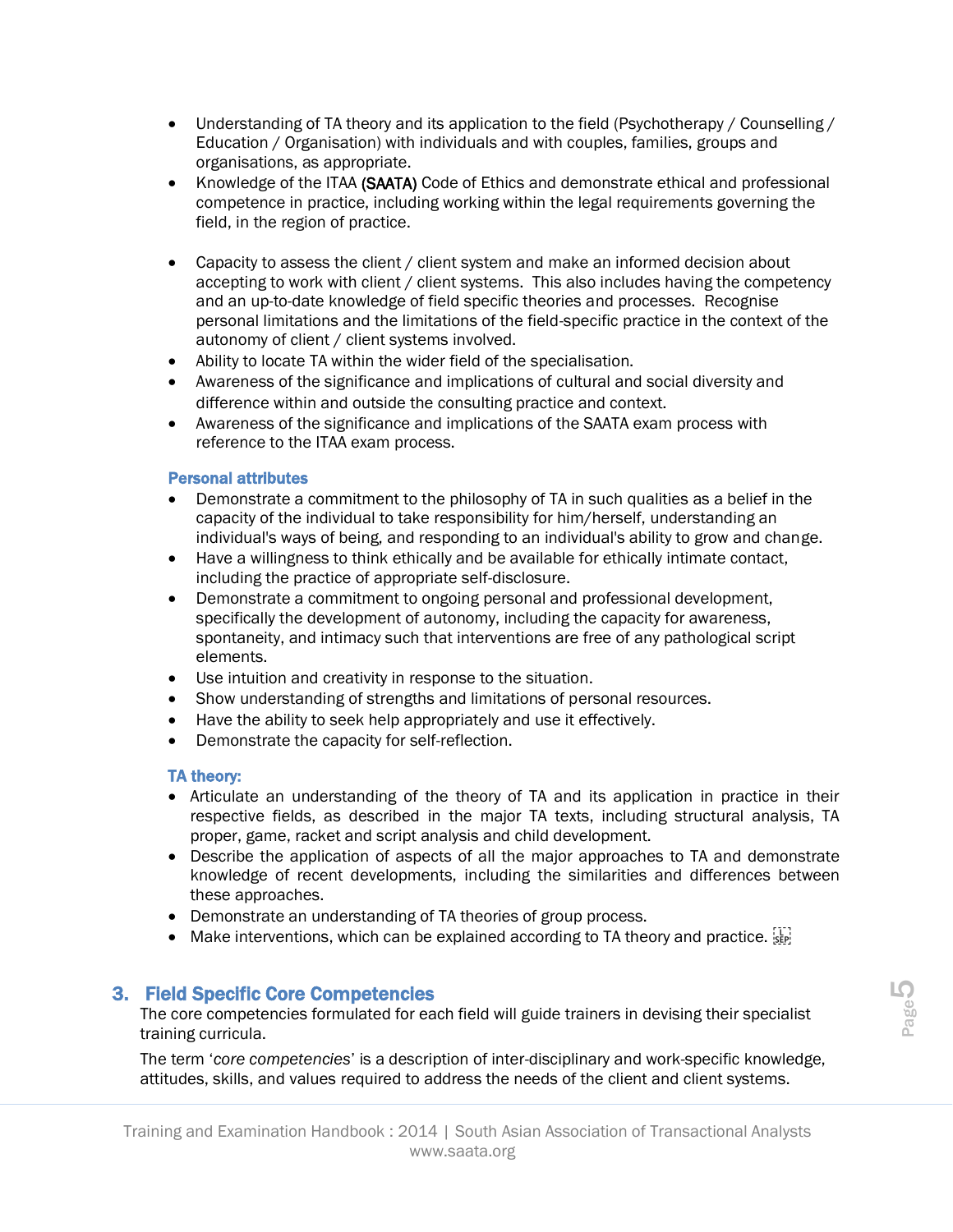- Understanding of TA theory and its application to the field (Psychotherapy / Counselling / Education / Organisation) with individuals and with couples, families, groups and organisations, as appropriate.
- Knowledge of the ITAA (SAATA) Code of Ethics and demonstrate ethical and professional competence in practice, including working within the legal requirements governing the field, in the region of practice.

- Capacity to assess the client / client system and make an informed decision about accepting to work with client / client systems. This also includes having the competency and an up-to-date knowledge of field specific theories and processes. Recognise personal limitations and the limitations of the field-specific practice in the context of the autonomy of client / client systems involved.
- Ability to locate TA within the wider field of the specialisation.
- Awareness of the significance and implications of cultural and social diversity and difference within and outside the consulting practice and context.
- Awareness of the significance and implications of the SAATA exam process with reference to the ITAA exam process.

### Personal attributes

- Demonstrate a commitment to the philosophy of TA in such qualities as a belief in the capacity of the individual to take responsibility for him/herself, understanding an individual's ways of being, and responding to an individual's ability to grow and change.
- Have a willingness to think ethically and be available for ethically intimate contact, including the practice of appropriate self-disclosure.
- Demonstrate a commitment to ongoing personal and professional development, specifically the development of autonomy, including the capacity for awareness, spontaneity, and intimacy such that interventions are free of any pathological script elements.
- Use intuition and creativity in response to the situation.
- Show understanding of strengths and limitations of personal resources.
- Have the ability to seek help appropriately and use it effectively.
- Demonstrate the capacity for self-reflection.

### TA theory:

- Articulate an understanding of the theory of TA and its application in practice in their respective fields, as described in the major TA texts, including structural analysis, TA proper, game, racket and script analysis and child development.
- Describe the application of aspects of all the major approaches to TA and demonstrate knowledge of recent developments, including the similarities and differences between these approaches.
- Demonstrate an understanding of TA theories of group process.
- Make interventions, which can be explained according to TA theory and practice.

## 3. Field Specific Core Competencies

The core competencies formulated for each field will guide trainers in devising their specialist training curricula.

The term '*core competencies*' is a description of inter-disciplinary and work-specific knowledge, attitudes, skills, and values required to address the needs of the client and client systems.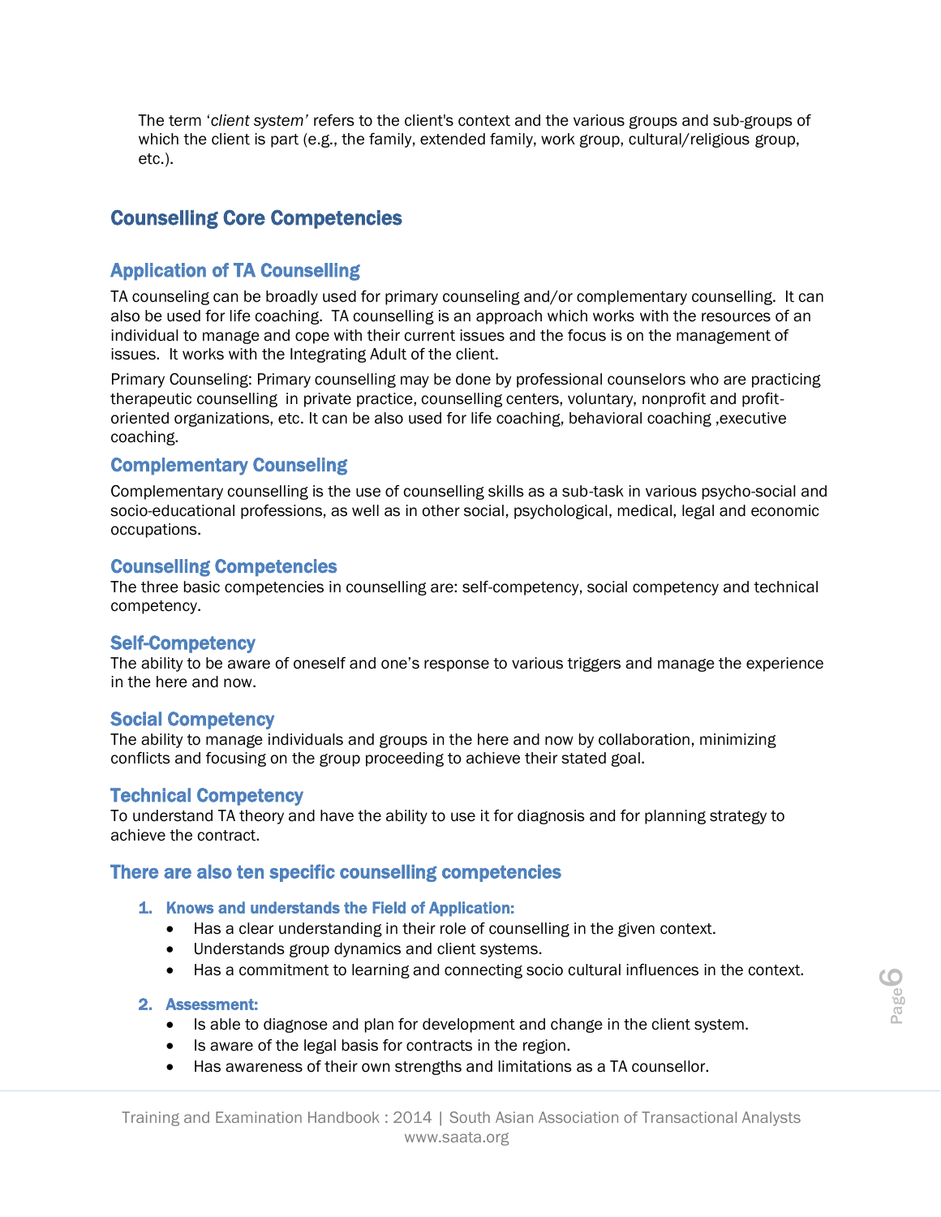The term '*client system'* refers to the client's context and the various groups and sub-groups of which the client is part (e.g., the family, extended family, work group, cultural/religious group, etc.).

## Counselling Core Competencies

### Application of TA Counselling

TA counseling can be broadly used for primary counseling and/or complementary counselling. It can also be used for life coaching. TA counselling is an approach which works with the resources of an individual to manage and cope with their current issues and the focus is on the management of issues. It works with the Integrating Adult of the client.

Primary Counseling: Primary counselling may be done by professional counselors who are practicing therapeutic counselling in private practice, counselling centers, voluntary, nonprofit and profit-oriented organizations, etc. It can be also used for life coaching, behavioral coaching ,executive coaching.

### Complementary Counseling

Complementary counselling is the use of counselling skills as a sub-task in various psycho-social and socio-educational professions, as well as in other social, psychological, medical, legal and economic occupations.

### Counselling Competencies

The three basic competencies in counselling are: self-competency, social competency and technical competency.

### Self-Competency

The ability to be aware of oneself and one's response to various triggers and manage the experience in the here and now.

### Social Competency

The ability to manage individuals and groups in the here and now by collaboration, minimizing conflicts and focusing on the group proceeding to achieve their stated goal.

### Technical Competency

To understand TA theory and have the ability to use it for diagnosis and for planning strategy to achieve the contract.

### There are also ten specific counselling competencies

1. **Knows and understands the Field of Application:**
   - Has a clear understanding in their role of counselling in the given context.
   - Understands group dynamics and client systems.
   - Has a commitment to learning and connecting socio cultural influences in the context.

2. **Assessment:**
   - Is able to diagnose and plan for development and change in the client system.
   - Is aware of the legal basis for contracts in the region.
   - Has awareness of their own strengths and limitations as a TA counsellor.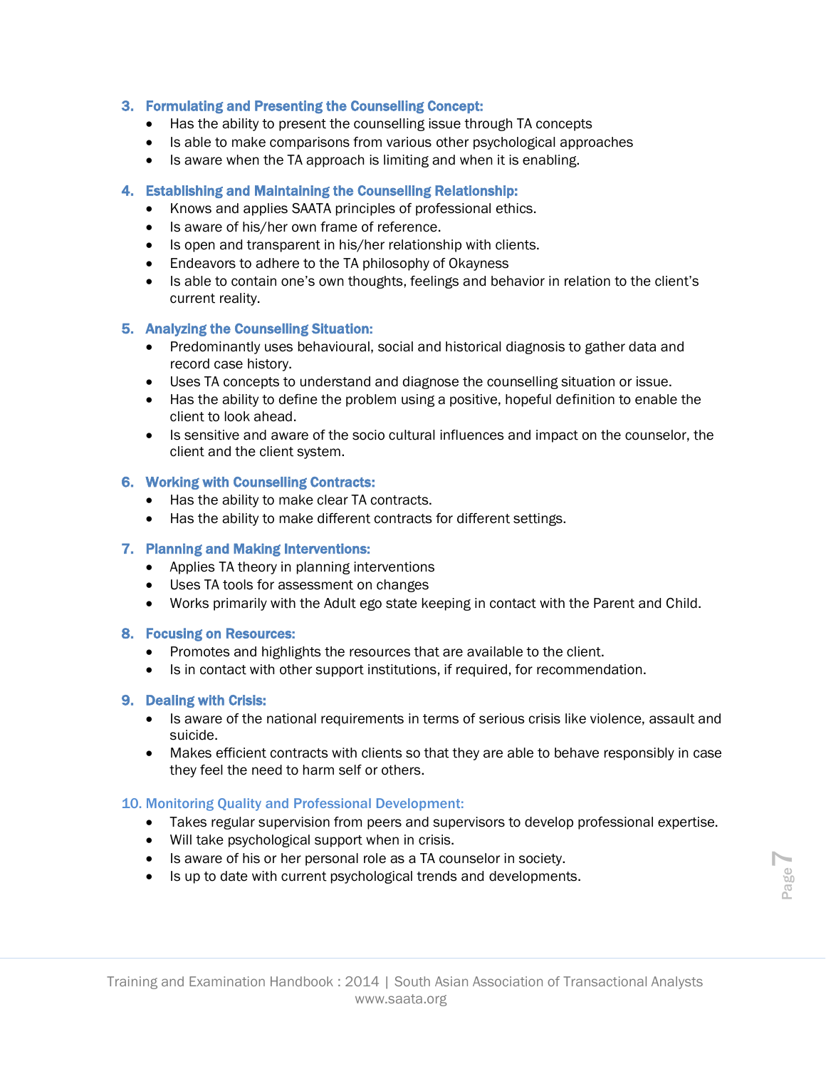3. **Formulating and Presenting the Counselling Concept:**
    - Has the ability to present the counselling issue through TA concepts
    - Is able to make comparisons from various other psychological approaches
    - Is aware when the TA approach is limiting and when it is enabling.

4. **Establishing and Maintaining the Counselling Relationship:**
    - Knows and applies SAATA principles of professional ethics.
    - Is aware of his/her own frame of reference.
    - Is open and transparent in his/her relationship with clients.
    - Endeavors to adhere to the TA philosophy of Okayness
    - Is able to contain one's own thoughts, feelings and behavior in relation to the client's current reality.

5. **Analyzing the Counselling Situation:**
    - Predominantly uses behavioural, social and historical diagnosis to gather data and record case history.
    - Uses TA concepts to understand and diagnose the counselling situation or issue.
    - Has the ability to define the problem using a positive, hopeful definition to enable the client to look ahead.
    - Is sensitive and aware of the socio cultural influences and impact on the counselor, the client and the client system.

6. **Working with Counselling Contracts:**
    - Has the ability to make clear TA contracts.
    - Has the ability to make different contracts for different settings.

7. **Planning and Making Interventions:**
    - Applies TA theory in planning interventions
    - Uses TA tools for assessment on changes
    - Works primarily with the Adult ego state keeping in contact with the Parent and Child.

8. **Focusing on Resources:**
    - Promotes and highlights the resources that are available to the client.
    - Is in contact with other support institutions, if required, for recommendation.

9. **Dealing with Crisis:**
    - Is aware of the national requirements in terms of serious crisis like violence, assault and suicide.
    - Makes efficient contracts with clients so that they are able to behave responsibly in case they feel the need to harm self or others.

10. Monitoring Quality and Professional Development:
    - Takes regular supervision from peers and supervisors to develop professional expertise.
    - Will take psychological support when in crisis.
    - Is aware of his or her personal role as a TA counselor in society.
    - Is up to date with current psychological trends and developments.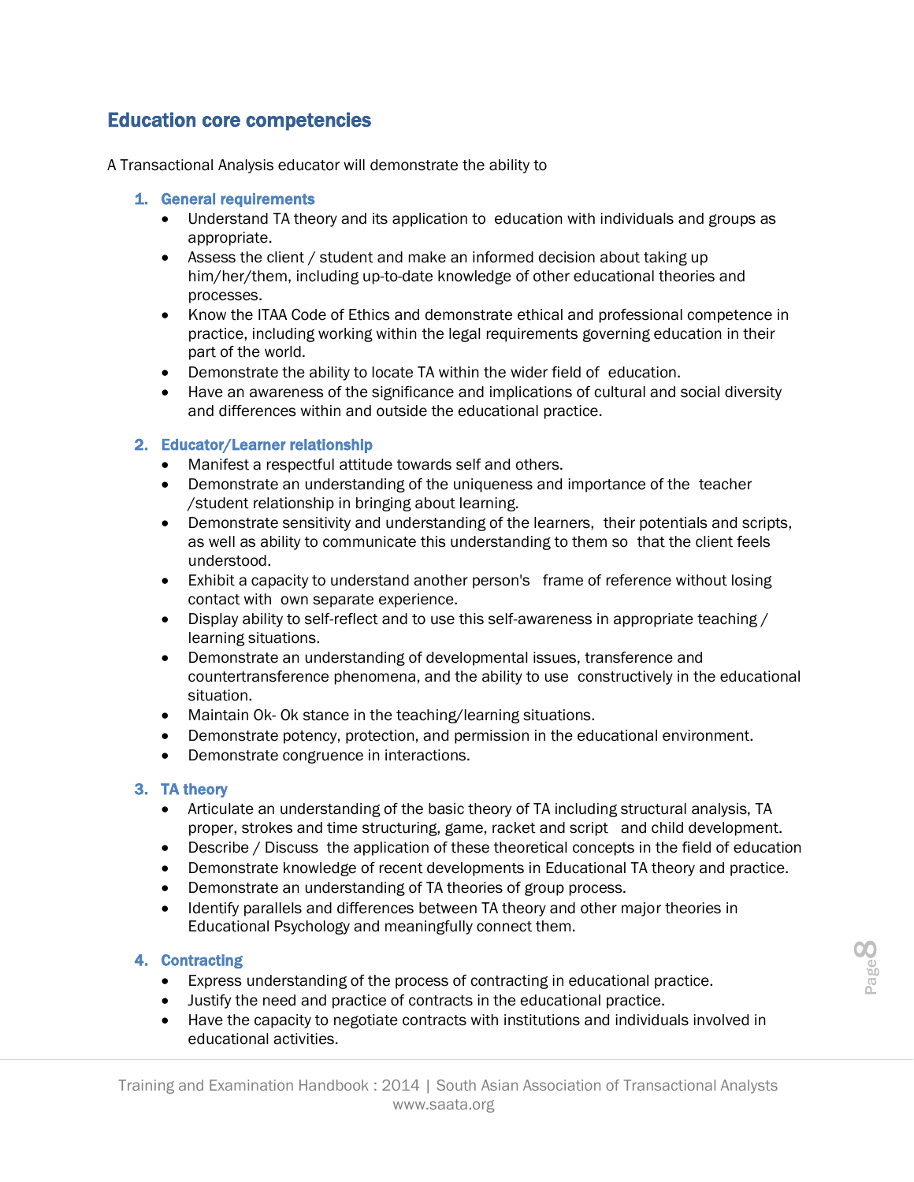## Education core competencies

A Transactional Analysis educator will demonstrate the ability to

### 1. General requirements

- Understand TA theory and its application to education with individuals and groups as appropriate.
- Assess the client / student and make an informed decision about taking up him/her/them, including up-to-date knowledge of other educational theories and processes.
- Know the ITAA Code of Ethics and demonstrate ethical and professional competence in practice, including working within the legal requirements governing education in their part of the world.
- Demonstrate the ability to locate TA within the wider field of education.
- Have an awareness of the significance and implications of cultural and social diversity and differences within and outside the educational practice.

### 2. Educator/Learner relationship

- Manifest a respectful attitude towards self and others.
- Demonstrate an understanding of the uniqueness and importance of the teacher /student relationship in bringing about learning.
- Demonstrate sensitivity and understanding of the learners, their potentials and scripts, as well as ability to communicate this understanding to them so that the client feels understood.
- Exhibit a capacity to understand another person's frame of reference without losing contact with own separate experience.
- Display ability to self-reflect and to use this self-awareness in appropriate teaching / learning situations.
- Demonstrate an understanding of developmental issues, transference and countertransference phenomena, and the ability to use constructively in the educational situation.
- Maintain Ok- Ok stance in the teaching/learning situations.
- Demonstrate potency, protection, and permission in the educational environment.
- Demonstrate congruence in interactions.

### 3. TA theory

- Articulate an understanding of the basic theory of TA including structural analysis, TA proper, strokes and time structuring, game, racket and script and child development.
- Describe / Discuss the application of these theoretical concepts in the field of education
- Demonstrate knowledge of recent developments in Educational TA theory and practice.
- Demonstrate an understanding of TA theories of group process.
- Identify parallels and differences between TA theory and other major theories in Educational Psychology and meaningfully connect them.

### 4. Contracting

- Express understanding of the process of contracting in educational practice.
- Justify the need and practice of contracts in the educational practice.
- Have the capacity to negotiate contracts with institutions and individuals involved in educational activities.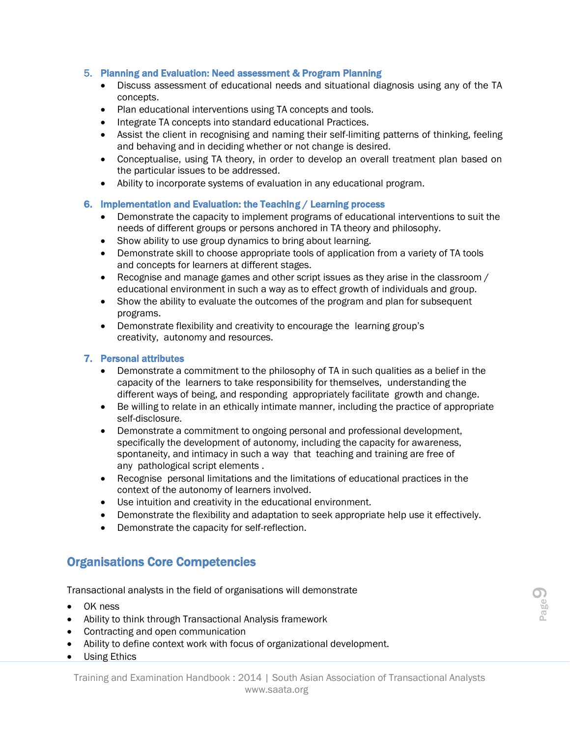5. **Planning and Evaluation: Need assessment & Program Planning**
    - Discuss assessment of educational needs and situational diagnosis using any of the TA concepts.
    - Plan educational interventions using TA concepts and tools.
    - Integrate TA concepts into standard educational Practices.
    - Assist the client in recognising and naming their self-limiting patterns of thinking, feeling and behaving and in deciding whether or not change is desired.
    - Conceptualise, using TA theory, in order to develop an overall treatment plan based on the particular issues to be addressed.
    - Ability to incorporate systems of evaluation in any educational program.

6. **Implementation and Evaluation: the Teaching / Learning process**
    - Demonstrate the capacity to implement programs of educational interventions to suit the needs of different groups or persons anchored in TA theory and philosophy.
    - Show ability to use group dynamics to bring about learning.
    - Demonstrate skill to choose appropriate tools of application from a variety of TA tools and concepts for learners at different stages.
    - Recognise and manage games and other script issues as they arise in the classroom / educational environment in such a way as to effect growth of individuals and group.
    - Show the ability to evaluate the outcomes of the program and plan for subsequent programs.
    - Demonstrate flexibility and creativity to encourage the learning group's creativity, autonomy and resources.

7. **Personal attributes**
    - Demonstrate a commitment to the philosophy of TA in such qualities as a belief in the capacity of the learners to take responsibility for themselves, understanding the different ways of being, and responding appropriately facilitate growth and change.
    - Be willing to relate in an ethically intimate manner, including the practice of appropriate self-disclosure.
    - Demonstrate a commitment to ongoing personal and professional development, specifically the development of autonomy, including the capacity for awareness, spontaneity, and intimacy in such a way that teaching and training are free of any pathological script elements .
    - Recognise personal limitations and the limitations of educational practices in the context of the autonomy of learners involved.
    - Use intuition and creativity in the educational environment.
    - Demonstrate the flexibility and adaptation to seek appropriate help use it effectively.
    - Demonstrate the capacity for self-reflection.

## Organisations Core Competencies

Transactional analysts in the field of organisations will demonstrate

- OK ness
- Ability to think through Transactional Analysis framework
- Contracting and open communication
- Ability to define context work with focus of organizational development.
- Using Ethics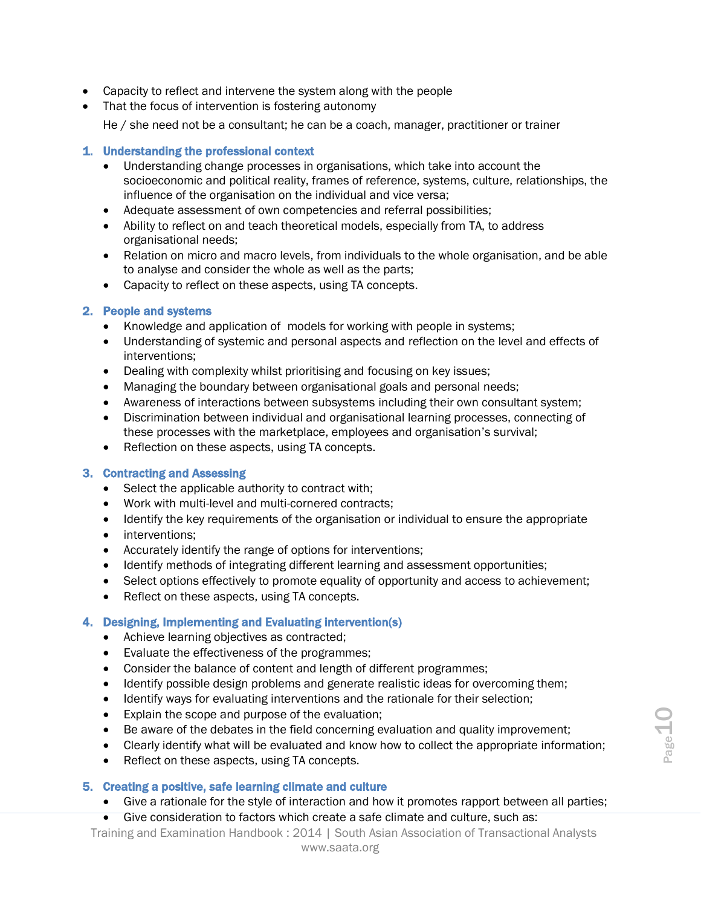- Capacity to reflect and intervene the system along with the people
- That the focus of intervention is fostering autonomy

  He / she need not be a consultant; he can be a coach, manager, practitioner or trainer

### 1. Understanding the professional context

- Understanding change processes in organisations, which take into account the socioeconomic and political reality, frames of reference, systems, culture, relationships, the influence of the organisation on the individual and vice versa;
- Adequate assessment of own competencies and referral possibilities;
- Ability to reflect on and teach theoretical models, especially from TA, to address organisational needs;
- Relation on micro and macro levels, from individuals to the whole organisation, and be able to analyse and consider the whole as well as the parts;
- Capacity to reflect on these aspects, using TA concepts.

### 2. People and systems

- Knowledge and application of models for working with people in systems;
- Understanding of systemic and personal aspects and reflection on the level and effects of interventions;
- Dealing with complexity whilst prioritising and focusing on key issues;
- Managing the boundary between organisational goals and personal needs;
- Awareness of interactions between subsystems including their own consultant system;
- Discrimination between individual and organisational learning processes, connecting of these processes with the marketplace, employees and organisation's survival;
- Reflection on these aspects, using TA concepts.

### 3. Contracting and Assessing

- Select the applicable authority to contract with;
- Work with multi-level and multi-cornered contracts;
- Identify the key requirements of the organisation or individual to ensure the appropriate
- interventions;
- Accurately identify the range of options for interventions;
- Identify methods of integrating different learning and assessment opportunities;
- Select options effectively to promote equality of opportunity and access to achievement;
- Reflect on these aspects, using TA concepts.

### 4. Designing, Implementing and Evaluating Intervention(s)

- Achieve learning objectives as contracted;
- Evaluate the effectiveness of the programmes;
- Consider the balance of content and length of different programmes;
- Identify possible design problems and generate realistic ideas for overcoming them;
- Identify ways for evaluating interventions and the rationale for their selection;
- Explain the scope and purpose of the evaluation;
- Be aware of the debates in the field concerning evaluation and quality improvement;
- Clearly identify what will be evaluated and know how to collect the appropriate information;
- Reflect on these aspects, using TA concepts.

### 5. Creating a positive, safe learning climate and culture

- Give a rationale for the style of interaction and how it promotes rapport between all parties;
- Give consideration to factors which create a safe climate and culture, such as: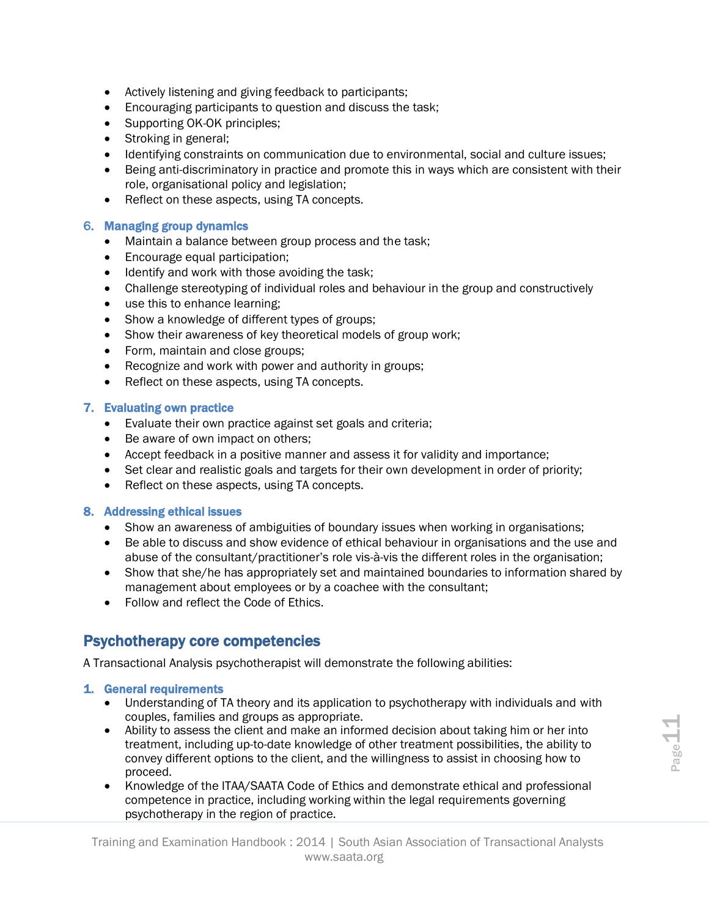- Actively listening and giving feedback to participants;
- Encouraging participants to question and discuss the task;
- Supporting OK-OK principles;
- Stroking in general;
- Identifying constraints on communication due to environmental, social and culture issues;
- Being anti-discriminatory in practice and promote this in ways which are consistent with their role, organisational policy and legislation;
- Reflect on these aspects, using TA concepts.

### 6. Managing group dynamics

- Maintain a balance between group process and the task;
- Encourage equal participation;
- Identify and work with those avoiding the task;
- Challenge stereotyping of individual roles and behaviour in the group and constructively
- use this to enhance learning;
- Show a knowledge of different types of groups;
- Show their awareness of key theoretical models of group work;
- Form, maintain and close groups;
- Recognize and work with power and authority in groups;
- Reflect on these aspects, using TA concepts.

### 7. Evaluating own practice

- Evaluate their own practice against set goals and criteria;
- Be aware of own impact on others;
- Accept feedback in a positive manner and assess it for validity and importance;
- Set clear and realistic goals and targets for their own development in order of priority;
- Reflect on these aspects, using TA concepts.

### 8. Addressing ethical issues

- Show an awareness of ambiguities of boundary issues when working in organisations;
- Be able to discuss and show evidence of ethical behaviour in organisations and the use and abuse of the consultant/practitioner's role vis-à-vis the different roles in the organisation;
- Show that she/he has appropriately set and maintained boundaries to information shared by management about employees or by a coachee with the consultant;
- Follow and reflect the Code of Ethics.

## Psychotherapy core competencies

A Transactional Analysis psychotherapist will demonstrate the following abilities:

### 1. General requirements

- Understanding of TA theory and its application to psychotherapy with individuals and with couples, families and groups as appropriate.
- Ability to assess the client and make an informed decision about taking him or her into treatment, including up-to-date knowledge of other treatment possibilities, the ability to convey different options to the client, and the willingness to assist in choosing how to proceed.
- Knowledge of the ITAA/SAATA Code of Ethics and demonstrate ethical and professional competence in practice, including working within the legal requirements governing psychotherapy in the region of practice.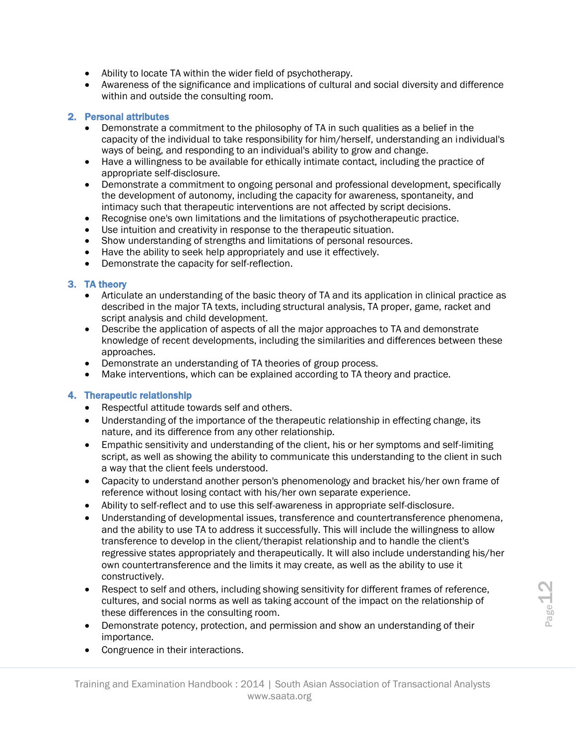- Ability to locate TA within the wider field of psychotherapy.
- Awareness of the significance and implications of cultural and social diversity and difference within and outside the consulting room.

### 2. Personal attributes

- Demonstrate a commitment to the philosophy of TA in such qualities as a belief in the capacity of the individual to take responsibility for him/herself, understanding an individual's ways of being, and responding to an individual's ability to grow and change.
- Have a willingness to be available for ethically intimate contact, including the practice of appropriate self-disclosure.
- Demonstrate a commitment to ongoing personal and professional development, specifically the development of autonomy, including the capacity for awareness, spontaneity, and intimacy such that therapeutic interventions are not affected by script decisions.
- Recognise one's own limitations and the limitations of psychotherapeutic practice.
- Use intuition and creativity in response to the therapeutic situation.
- Show understanding of strengths and limitations of personal resources.
- Have the ability to seek help appropriately and use it effectively.
- Demonstrate the capacity for self-reflection.

### 3. TA theory

- Articulate an understanding of the basic theory of TA and its application in clinical practice as described in the major TA texts, including structural analysis, TA proper, game, racket and script analysis and child development.
- Describe the application of aspects of all the major approaches to TA and demonstrate knowledge of recent developments, including the similarities and differences between these approaches.
- Demonstrate an understanding of TA theories of group process.
- Make interventions, which can be explained according to TA theory and practice.

### 4. Therapeutic relationship

- Respectful attitude towards self and others.
- Understanding of the importance of the therapeutic relationship in effecting change, its nature, and its difference from any other relationship.
- Empathic sensitivity and understanding of the client, his or her symptoms and self-limiting script, as well as showing the ability to communicate this understanding to the client in such a way that the client feels understood.
- Capacity to understand another person's phenomenology and bracket his/her own frame of reference without losing contact with his/her own separate experience.
- Ability to self-reflect and to use this self-awareness in appropriate self-disclosure.
- Understanding of developmental issues, transference and countertransference phenomena, and the ability to use TA to address it successfully. This will include the willingness to allow transference to develop in the client/therapist relationship and to handle the client's regressive states appropriately and therapeutically. It will also include understanding his/her own countertransference and the limits it may create, as well as the ability to use it constructively.
- Respect to self and others, including showing sensitivity for different frames of reference, cultures, and social norms as well as taking account of the impact on the relationship of these differences in the consulting room.
- Demonstrate potency, protection, and permission and show an understanding of their importance.
- Congruence in their interactions.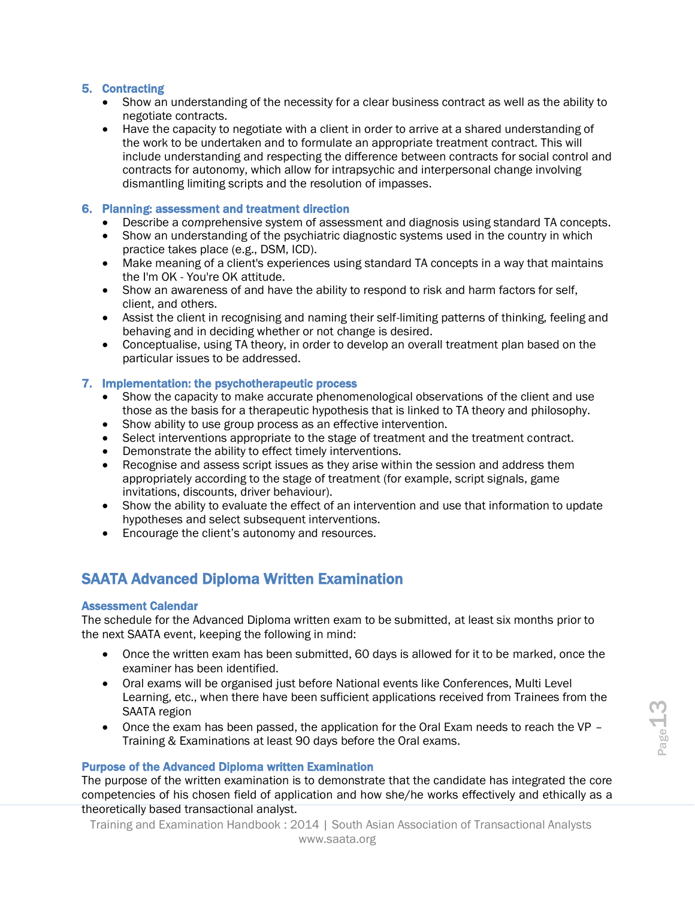5. **Contracting**
   - Show an understanding of the necessity for a clear business contract as well as the ability to negotiate contracts.
   - Have the capacity to negotiate with a client in order to arrive at a shared understanding of the work to be undertaken and to formulate an appropriate treatment contract. This will include understanding and respecting the difference between contracts for social control and contracts for autonomy, which allow for intrapsychic and interpersonal change involving dismantling limiting scripts and the resolution of impasses.

6. **Planning: assessment and treatment direction**
   - Describe a comprehensive system of assessment and diagnosis using standard TA concepts.
   - Show an understanding of the psychiatric diagnostic systems used in the country in which practice takes place (e.g., DSM, ICD).
   - Make meaning of a client's experiences using standard TA concepts in a way that maintains the I'm OK - You're OK attitude.
   - Show an awareness of and have the ability to respond to risk and harm factors for self, client, and others.
   - Assist the client in recognising and naming their self-limiting patterns of thinking, feeling and behaving and in deciding whether or not change is desired.
   - Conceptualise, using TA theory, in order to develop an overall treatment plan based on the particular issues to be addressed.

7. **Implementation: the psychotherapeutic process**
   - Show the capacity to make accurate phenomenological observations of the client and use those as the basis for a therapeutic hypothesis that is linked to TA theory and philosophy.
   - Show ability to use group process as an effective intervention.
   - Select interventions appropriate to the stage of treatment and the treatment contract.
   - Demonstrate the ability to effect timely interventions.
   - Recognise and assess script issues as they arise within the session and address them appropriately according to the stage of treatment (for example, script signals, game invitations, discounts, driver behaviour).
   - Show the ability to evaluate the effect of an intervention and use that information to update hypotheses and select subsequent interventions.
   - Encourage the client's autonomy and resources.

## SAATA Advanced Diploma Written Examination

### Assessment Calendar

The schedule for the Advanced Diploma written exam to be submitted, at least six months prior to the next SAATA event, keeping the following in mind:

- Once the written exam has been submitted, 60 days is allowed for it to be marked, once the examiner has been identified.
- Oral exams will be organised just before National events like Conferences, Multi Level Learning, etc., when there have been sufficient applications received from Trainees from the SAATA region
- Once the exam has been passed, the application for the Oral Exam needs to reach the VP – Training & Examinations at least 90 days before the Oral exams.

### Purpose of the Advanced Diploma written Examination

The purpose of the written examination is to demonstrate that the candidate has integrated the core competencies of his chosen field of application and how she/he works effectively and ethically as a theoretically based transactional analyst.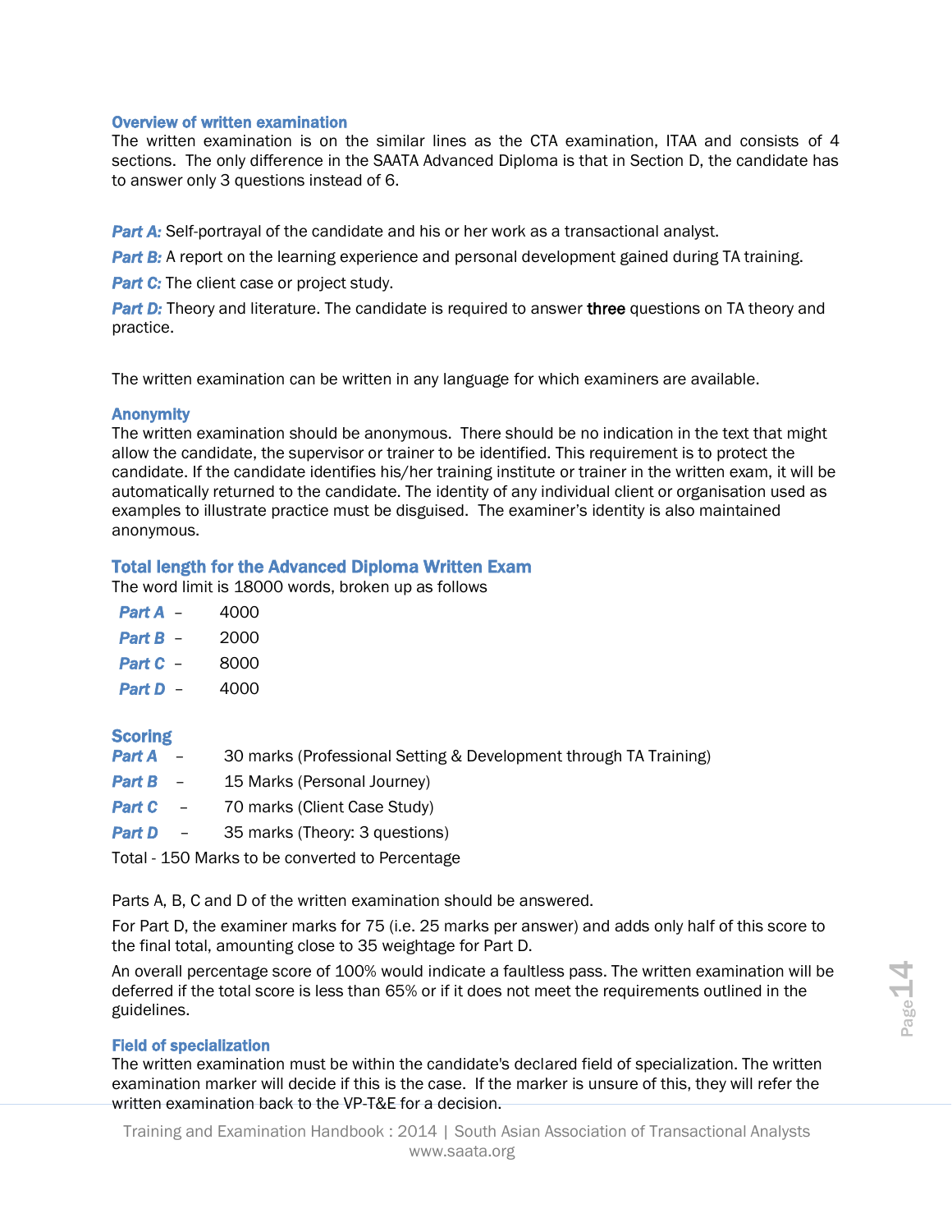### Overview of written examination

The written examination is on the similar lines as the CTA examination, ITAA and consists of 4 sections. The only difference in the SAATA Advanced Diploma is that in Section D, the candidate has to answer only 3 questions instead of 6.

***Part A:*** Self-portrayal of the candidate and his or her work as a transactional analyst.

***Part B:*** A report on the learning experience and personal development gained during TA training.

***Part C:*** The client case or project study.

***Part D:*** Theory and literature. The candidate is required to answer **three** questions on TA theory and practice.

The written examination can be written in any language for which examiners are available.

### Anonymity

The written examination should be anonymous. There should be no indication in the text that might allow the candidate, the supervisor or trainer to be identified. This requirement is to protect the candidate. If the candidate identifies his/her training institute or trainer in the written exam, it will be automatically returned to the candidate. The identity of any individual client or organisation used as examples to illustrate practice must be disguised. The examiner's identity is also maintained anonymous.

### Total length for the Advanced Diploma Written Exam

The word limit is 18000 words, broken up as follows

***Part A*** – 4000

***Part B*** – 2000

***Part C*** – 8000

***Part D*** – 4000

### Scoring

***Part A*** – 30 marks (Professional Setting & Development through TA Training)

***Part B*** – 15 Marks (Personal Journey)

***Part C*** – 70 marks (Client Case Study)

***Part D*** – 35 marks (Theory: 3 questions)

Total - 150 Marks to be converted to Percentage

Parts A, B, C and D of the written examination should be answered.

For Part D, the examiner marks for 75 (i.e. 25 marks per answer) and adds only half of this score to the final total, amounting close to 35 weightage for Part D.

An overall percentage score of 100% would indicate a faultless pass. The written examination will be deferred if the total score is less than 65% or if it does not meet the requirements outlined in the guidelines.

### Field of specialization

The written examination must be within the candidate's declared field of specialization. The written examination marker will decide if this is the case. If the marker is unsure of this, they will refer the written examination back to the VP-T&E for a decision.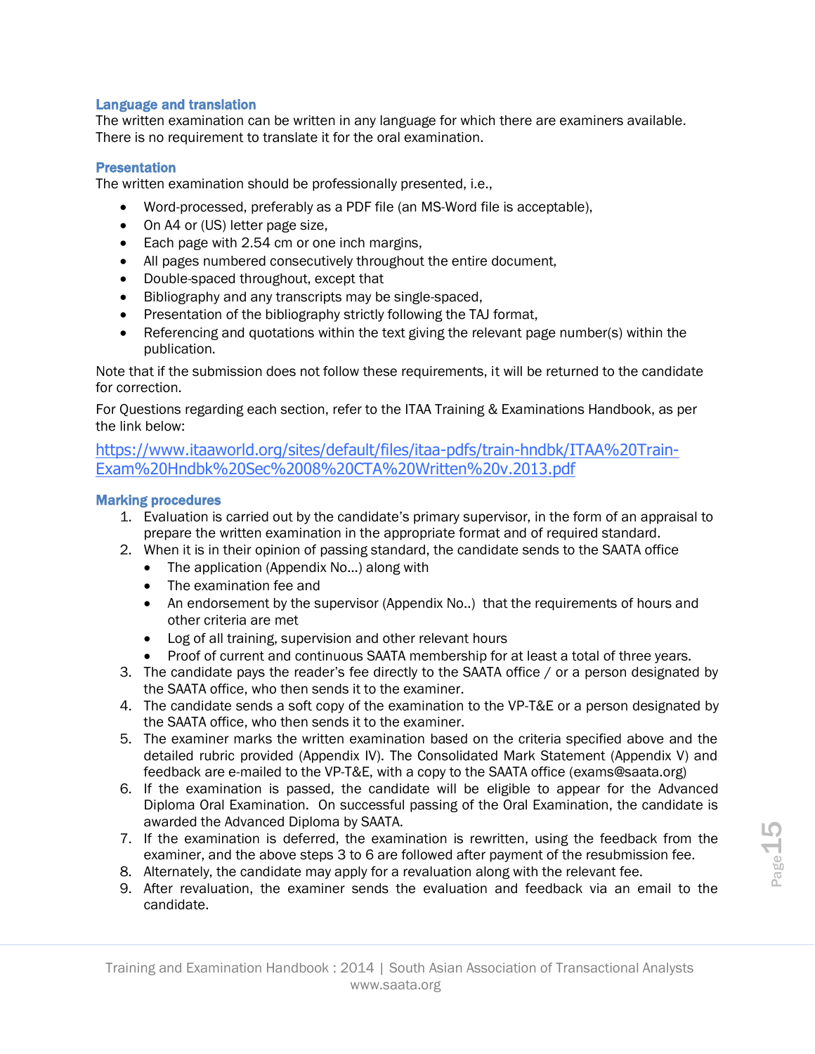### Language and translation

The written examination can be written in any language for which there are examiners available. There is no requirement to translate it for the oral examination.

### Presentation

The written examination should be professionally presented, i.e.,

- Word-processed, preferably as a PDF file (an MS-Word file is acceptable),
- On A4 or (US) letter page size,
- Each page with 2.54 cm or one inch margins,
- All pages numbered consecutively throughout the entire document,
- Double-spaced throughout, except that
- Bibliography and any transcripts may be single-spaced,
- Presentation of the bibliography strictly following the TAJ format,
- Referencing and quotations within the text giving the relevant page number(s) within the publication.

Note that if the submission does not follow these requirements, it will be returned to the candidate for correction.

For Questions regarding each section, refer to the ITAA Training & Examinations Handbook, as per the link below:

https://www.itaaworld.org/sites/default/files/itaa-pdfs/train-hndbk/ITAA%20Train-Exam%20Hndbk%20Sec%2008%20CTA%20Written%20v.2013.pdf

### Marking procedures

1. Evaluation is carried out by the candidate's primary supervisor, in the form of an appraisal to prepare the written examination in the appropriate format and of required standard.
2. When it is in their opinion of passing standard, the candidate sends to the SAATA office
   - The application (Appendix No…) along with
   - The examination fee and
   - An endorsement by the supervisor (Appendix No..) that the requirements of hours and other criteria are met
   - Log of all training, supervision and other relevant hours
   - Proof of current and continuous SAATA membership for at least a total of three years.
3. The candidate pays the reader's fee directly to the SAATA office / or a person designated by the SAATA office, who then sends it to the examiner.
4. The candidate sends a soft copy of the examination to the VP-T&E or a person designated by the SAATA office, who then sends it to the examiner.
5. The examiner marks the written examination based on the criteria specified above and the detailed rubric provided (Appendix IV). The Consolidated Mark Statement (Appendix V) and feedback are e-mailed to the VP-T&E, with a copy to the SAATA office (exams@saata.org)
6. If the examination is passed, the candidate will be eligible to appear for the Advanced Diploma Oral Examination. On successful passing of the Oral Examination, the candidate is awarded the Advanced Diploma by SAATA.
7. If the examination is deferred, the examination is rewritten, using the feedback from the examiner, and the above steps 3 to 6 are followed after payment of the resubmission fee.
8. Alternately, the candidate may apply for a revaluation along with the relevant fee.
9. After revaluation, the examiner sends the evaluation and feedback via an email to the candidate.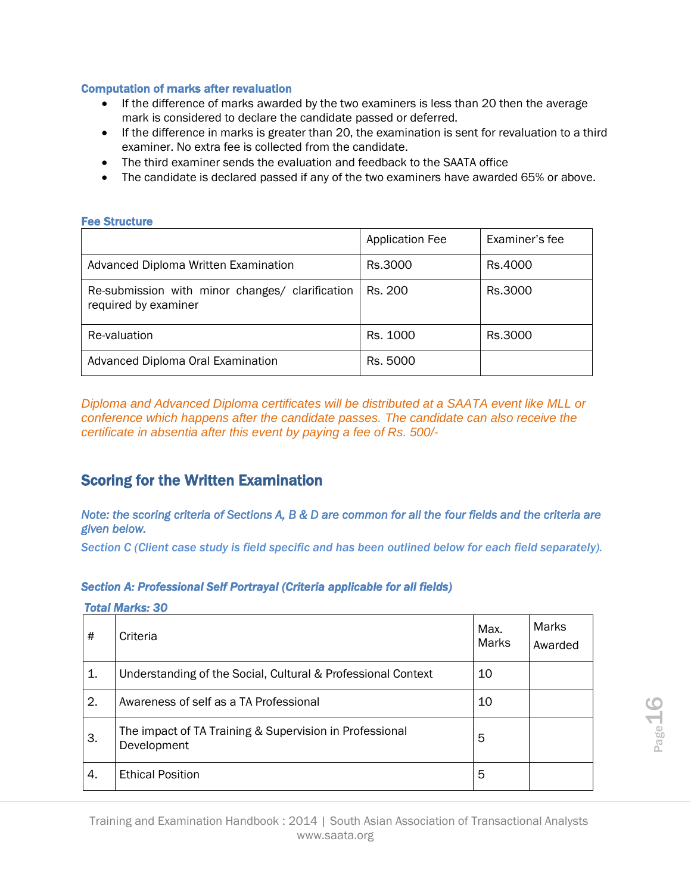### Computation of marks after revaluation

- If the difference of marks awarded by the two examiners is less than 20 then the average mark is considered to declare the candidate passed or deferred.
- If the difference in marks is greater than 20, the examination is sent for revaluation to a third examiner. No extra fee is collected from the candidate.
- The third examiner sends the evaluation and feedback to the SAATA office
- The candidate is declared passed if any of the two examiners have awarded 65% or above.

### Fee Structure

| | Application Fee | Examiner's fee |
|---|---|---|
| Advanced Diploma Written Examination | Rs.3000 | Rs.4000 |
| Re-submission with minor changes/ clarification required by examiner | Rs. 200 | Rs.3000 |
| Re-valuation | Rs. 1000 | Rs.3000 |
| Advanced Diploma Oral Examination | Rs. 5000 | |

*Diploma and Advanced Diploma certificates will be distributed at a SAATA event like MLL or conference which happens after the candidate passes. The candidate can also receive the certificate in absentia after this event by paying a fee of Rs. 500/-*

## Scoring for the Written Examination

***Note: the scoring criteria of Sections A, B & D are common for all the four fields and the criteria are given below.***

*Section C (Client case study is field specific and has been outlined below for each field separately).*

***Section A: Professional Self Portrayal (Criteria applicable for all fields)***

***Total Marks: 30***

| # | Criteria | Max. Marks | Marks Awarded |
|---|---|---|---|
| 1. | Understanding of the Social, Cultural & Professional Context | 10 | |
| 2. | Awareness of self as a TA Professional | 10 | |
| 3. | The impact of TA Training & Supervision in Professional Development | 5 | |
| 4. | Ethical Position | 5 | |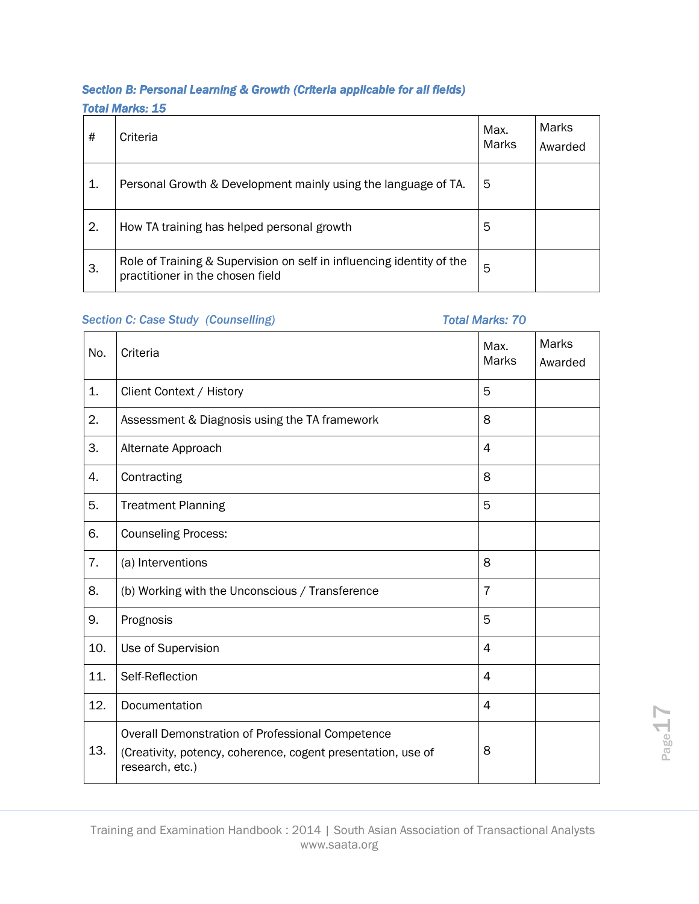### *Section B: Personal Learning & Growth (Criteria applicable for all fields)*

***Total Marks: 15***

| # | Criteria | Max. Marks | Marks Awarded |
|---|---|---|---|
| 1. | Personal Growth & Development mainly using the language of TA. | 5 | |
| 2. | How TA training has helped personal growth | 5 | |
| 3. | Role of Training & Supervision on self in influencing identity of the practitioner in the chosen field | 5 | |

### *Section C: Case Study (Counselling)* — *Total Marks: 70*

| No. | Criteria | Max. Marks | Marks Awarded |
|---|---|---|---|
| 1. | Client Context / History | 5 | |
| 2. | Assessment & Diagnosis using the TA framework | 8 | |
| 3. | Alternate Approach | 4 | |
| 4. | Contracting | 8 | |
| 5. | Treatment Planning | 5 | |
| 6. | Counseling Process: | | |
| 7. | (a) Interventions | 8 | |
| 8. | (b) Working with the Unconscious / Transference | 7 | |
| 9. | Prognosis | 5 | |
| 10. | Use of Supervision | 4 | |
| 11. | Self-Reflection | 4 | |
| 12. | Documentation | 4 | |
| 13. | Overall Demonstration of Professional Competence (Creativity, potency, coherence, cogent presentation, use of research, etc.) | 8 | |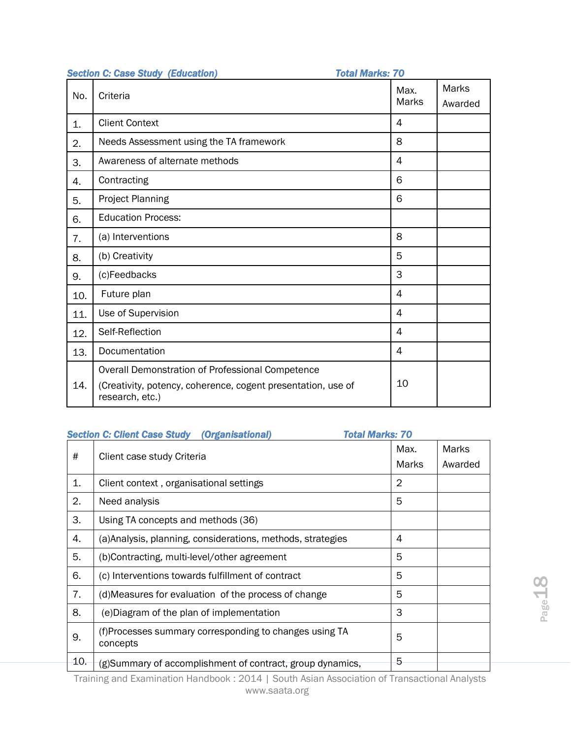***Section C: Case Study (Education)*** ***Total Marks: 70***

| No. | Criteria | Max. Marks | Marks Awarded |
|---|---|---|---|
| 1. | Client Context | 4 | |
| 2. | Needs Assessment using the TA framework | 8 | |
| 3. | Awareness of alternate methods | 4 | |
| 4. | Contracting | 6 | |
| 5. | Project Planning | 6 | |
| 6. | Education Process: | | |
| 7. | (a) Interventions | 8 | |
| 8. | (b) Creativity | 5 | |
| 9. | (c)Feedbacks | 3 | |
| 10. | Future plan | 4 | |
| 11. | Use of Supervision | 4 | |
| 12. | Self-Reflection | 4 | |
| 13. | Documentation | 4 | |
| 14. | Overall Demonstration of Professional Competence (Creativity, potency, coherence, cogent presentation, use of research, etc.) | 10 | |

***Section C: Client Case Study (Organisational)*** ***Total Marks: 70***

| # | Client case study Criteria | Max. Marks | Marks Awarded |
|---|---|---|---|
| 1. | Client context , organisational settings | 2 | |
| 2. | Need analysis | 5 | |
| 3. | Using TA concepts and methods (36) | | |
| 4. | (a)Analysis, planning, considerations, methods, strategies | 4 | |
| 5. | (b)Contracting, multi-level/other agreement | 5 | |
| 6. | (c) Interventions towards fulfillment of contract | 5 | |
| 7. | (d)Measures for evaluation of the process of change | 5 | |
| 8. | (e)Diagram of the plan of implementation | 3 | |
| 9. | (f)Processes summary corresponding to changes using TA concepts | 5 | |
| 10. | (g)Summary of accomplishment of contract, group dynamics, | 5 | |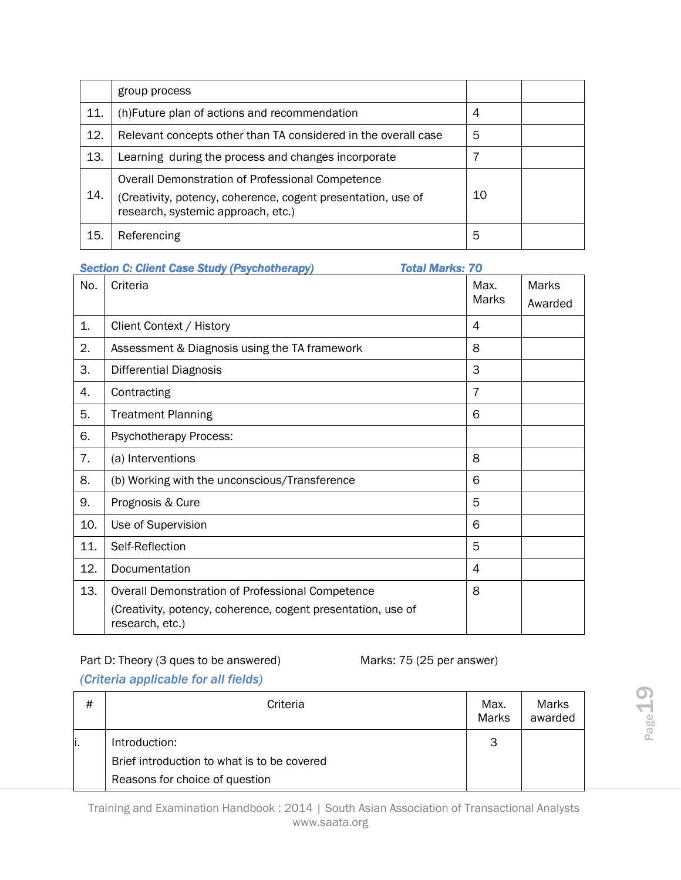| | group process | | |
|---|---|---|---|
| 11. | (h)Future plan of actions and recommendation | 4 | |
| 12. | Relevant concepts other than TA considered in the overall case | 5 | |
| 13. | Learning during the process and changes incorporate | 7 | |
| 14. | Overall Demonstration of Professional Competence<br>(Creativity, potency, coherence, cogent presentation, use of research, systemic approach, etc.) | 10 | |
| 15. | Referencing | 5 | |

***Section C: Client Case Study (Psychotherapy)*** ***Total Marks: 70***

| No. | Criteria | Max. Marks | Marks Awarded |
|---|---|---|---|
| 1. | Client Context / History | 4 | |
| 2. | Assessment & Diagnosis using the TA framework | 8 | |
| 3. | Differential Diagnosis | 3 | |
| 4. | Contracting | 7 | |
| 5. | Treatment Planning | 6 | |
| 6. | Psychotherapy Process: | | |
| 7. | (a) Interventions | 8 | |
| 8. | (b) Working with the unconscious/Transference | 6 | |
| 9. | Prognosis & Cure | 5 | |
| 10. | Use of Supervision | 6 | |
| 11. | Self-Reflection | 5 | |
| 12. | Documentation | 4 | |
| 13. | Overall Demonstration of Professional Competence<br>(Creativity, potency, coherence, cogent presentation, use of research, etc.) | 8 | |

Part D: Theory (3 ques to be answered) Marks: 75 (25 per answer)

*(Criteria applicable for all fields)*

| # | Criteria | Max. Marks | Marks awarded |
|---|---|---|---|
| i. | Introduction:<br>Brief introduction to what is to be covered<br>Reasons for choice of question | 3 | |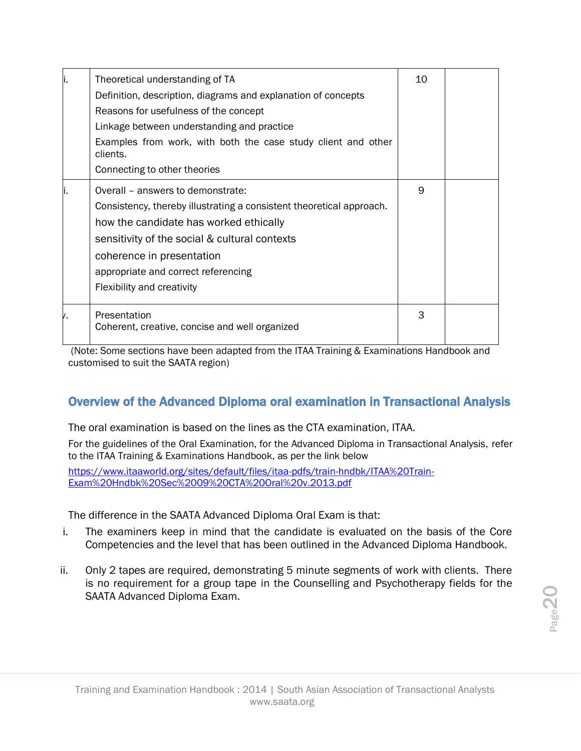| | | | |
|---|---|---|---|
| i. | Theoretical understanding of TA<br>Definition, description, diagrams and explanation of concepts<br>Reasons for usefulness of the concept<br>Linkage between understanding and practice<br>Examples from work, with both the case study client and other clients.<br>Connecting to other theories | 10 | |
| i. | Overall – answers to demonstrate:<br>Consistency, thereby illustrating a consistent theoretical approach.<br>how the candidate has worked ethically<br>sensitivity of the social & cultural contexts<br>coherence in presentation<br>appropriate and correct referencing<br>Flexibility and creativity | 9 | |
| /. | Presentation<br>Coherent, creative, concise and well organized | 3 | |

(Note: Some sections have been adapted from the ITAA Training & Examinations Handbook and customised to suit the SAATA region)

## Overview of the Advanced Diploma oral examination in Transactional Analysis

The oral examination is based on the lines as the CTA examination, ITAA.

For the guidelines of the Oral Examination, for the Advanced Diploma in Transactional Analysis, refer to the ITAA Training & Examinations Handbook, as per the link below

[https://www.itaaworld.org/sites/default/files/itaa-pdfs/train-hndbk/ITAA%20Train-Exam%20Hndbk%20Sec%2009%20CTA%20Oral%20v.2013.pdf](https://www.itaaworld.org/sites/default/files/itaa-pdfs/train-hndbk/ITAA%20Train-Exam%20Hndbk%20Sec%2009%20CTA%20Oral%20v.2013.pdf)

The difference in the SAATA Advanced Diploma Oral Exam is that:

i. The examiners keep in mind that the candidate is evaluated on the basis of the Core Competencies and the level that has been outlined in the Advanced Diploma Handbook.

ii. Only 2 tapes are required, demonstrating 5 minute segments of work with clients. There is no requirement for a group tape in the Counselling and Psychotherapy fields for the SAATA Advanced Diploma Exam.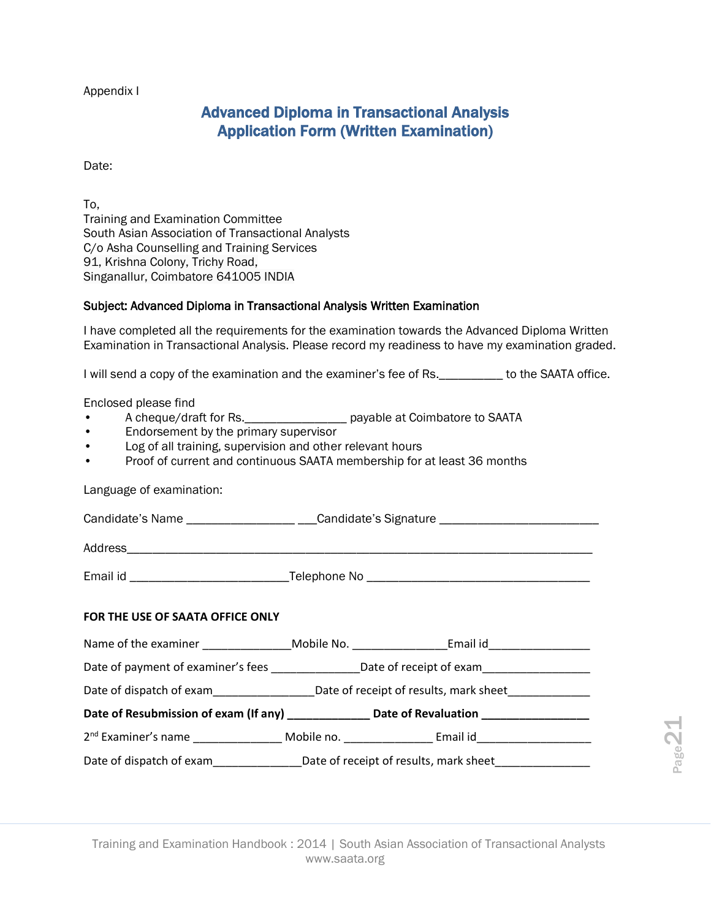Appendix I

# Advanced Diploma in Transactional Analysis
# Application Form (Written Examination)

Date:

To,
Training and Examination Committee
South Asian Association of Transactional Analysts
C/o Asha Counselling and Training Services
91, Krishna Colony, Trichy Road,
Singanallur, Coimbatore 641005 INDIA

**Subject: Advanced Diploma in Transactional Analysis Written Examination**

I have completed all the requirements for the examination towards the Advanced Diploma Written Examination in Transactional Analysis. Please record my readiness to have my examination graded.

I will send a copy of the examination and the examiner's fee of Rs.__________ to the SAATA office.

Enclosed please find

- A cheque/draft for Rs.________________ payable at Coimbatore to SAATA
- Endorsement by the primary supervisor
- Log of all training, supervision and other relevant hours
- Proof of current and continuous SAATA membership for at least 36 months

Language of examination:

Candidate's Name _________________ ___Candidate's Signature _________________________

Address_________________________________________________________________________

Email id _________________________Telephone No ___________________________________

**FOR THE USE OF SAATA OFFICE ONLY**

Name of the examiner ______________Mobile No. _______________Email id________________

Date of payment of examiner's fees ______________Date of receipt of exam_________________

Date of dispatch of exam________________Date of receipt of results, mark sheet_____________

**Date of Resubmission of exam (If any) _____________ Date of Revaluation _________________**

2nd Examiner's name ______________ Mobile no. ______________ Email id__________________

Date of dispatch of exam______________Date of receipt of results, mark sheet_______________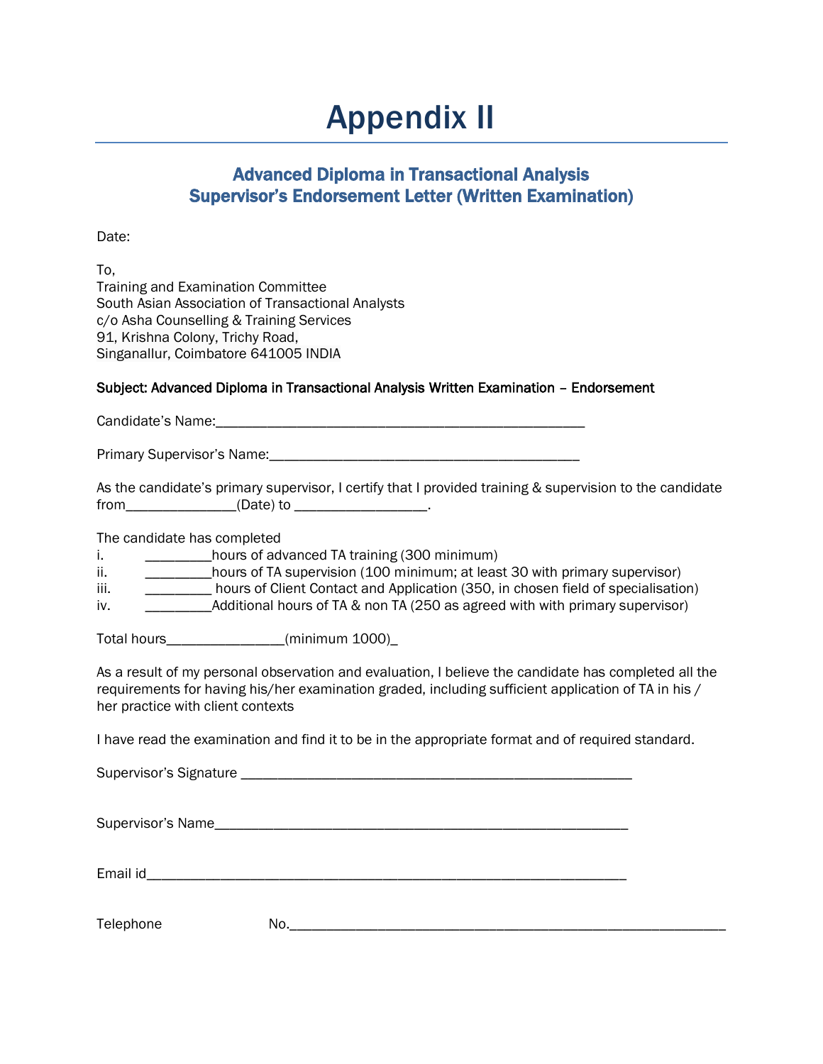# Appendix II

## Advanced Diploma in Transactional Analysis
## Supervisor's Endorsement Letter (Written Examination)

Date:

To,
Training and Examination Committee
South Asian Association of Transactional Analysts
c/o Asha Counselling & Training Services
91, Krishna Colony, Trichy Road,
Singanallur, Coimbatore 641005 INDIA

**Subject: Advanced Diploma in Transactional Analysis Written Examination – Endorsement**

Candidate's Name:___________________________________________________

Primary Supervisor's Name:_________________________________________

As the candidate's primary supervisor, I certify that I provided training & supervision to the candidate from_______________(Date) to __________________.

The candidate has completed

i. _________hours of advanced TA training (300 minimum)
ii. _________hours of TA supervision (100 minimum; at least 30 with primary supervisor)
iii. _________ hours of Client Contact and Application (350, in chosen field of specialisation)
iv. _________Additional hours of TA & non TA (250 as agreed with with primary supervisor)

Total hours________________(minimum 1000)_

As a result of my personal observation and evaluation, I believe the candidate has completed all the requirements for having his/her examination graded, including sufficient application of TA in his / her practice with client contexts

I have read the examination and find it to be in the appropriate format and of required standard.

Supervisor's Signature ______________________________________________________

Supervisor's Name__________________________________________________________

Email id__________________________________________________________________

Telephone No.____________________________________________________________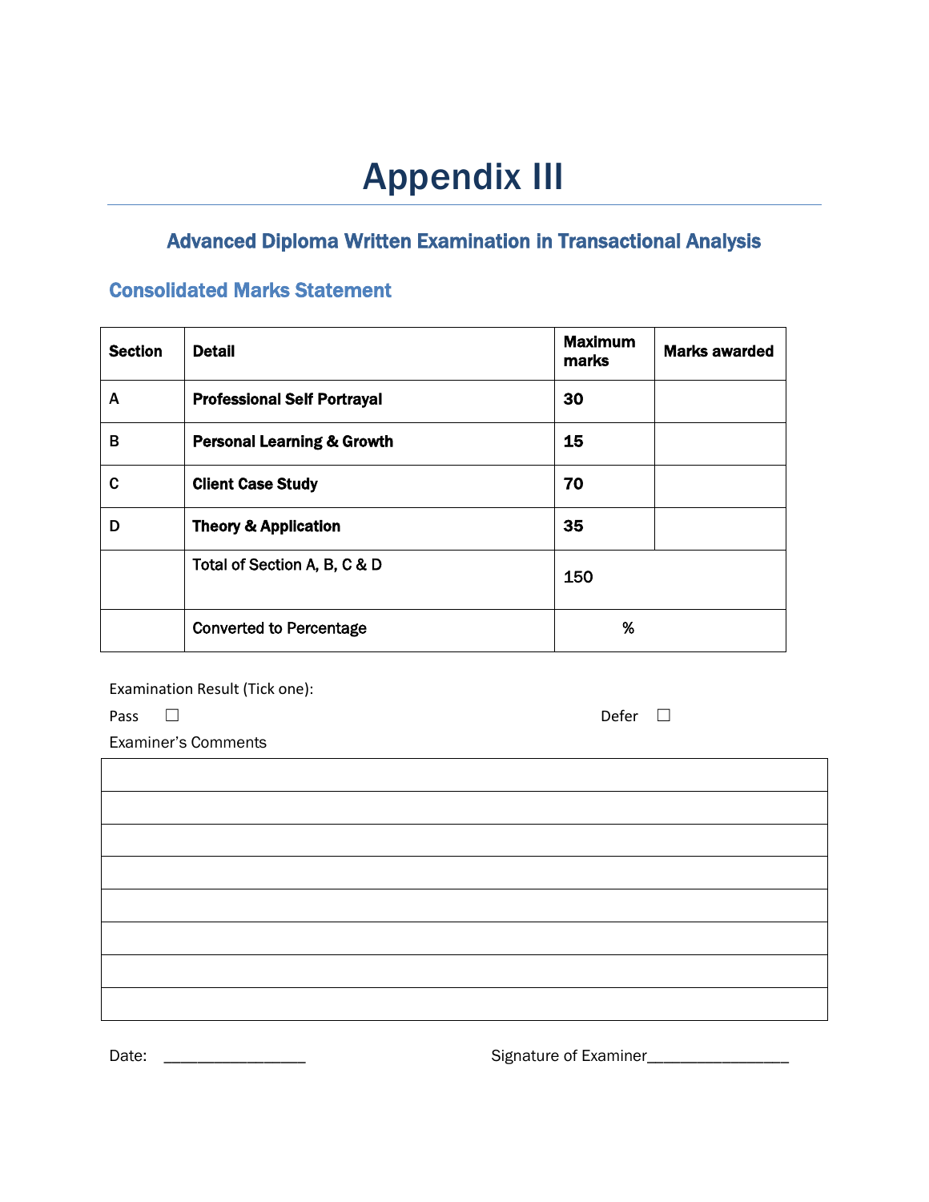# Appendix III

## Advanced Diploma Written Examination in Transactional Analysis

### Consolidated Marks Statement

| Section | Detail | Maximum marks | Marks awarded |
|---|---|---|---|
| A | **Professional Self Portrayal** | **30** | |
| B | **Personal Learning & Growth** | **15** | |
| C | **Client Case Study** | **70** | |
| D | **Theory & Application** | **35** | |
| | Total of Section A, B, C & D | 150 | |
| | Converted to Percentage | % | |

Examination Result (Tick one):

Pass ☐ Defer ☐

Examiner's Comments

| |
|---|
| |
| |
| |
| |
| |
| |
| |

Date: _________________ Signature of Examiner_________________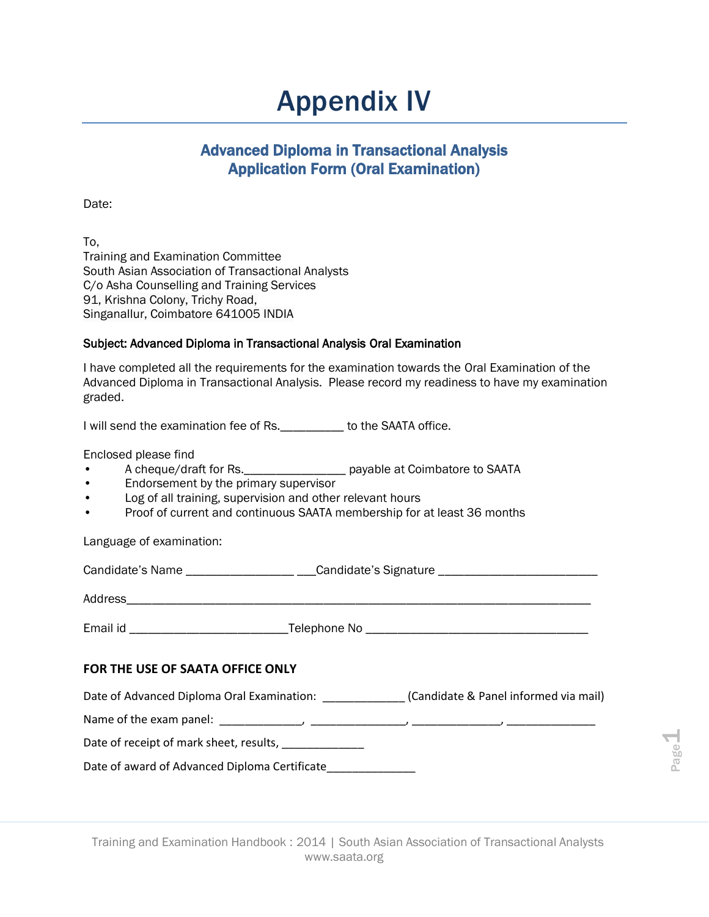# Appendix IV

## Advanced Diploma in Transactional Analysis
## Application Form (Oral Examination)

Date:

To,
Training and Examination Committee
South Asian Association of Transactional Analysts
C/o Asha Counselling and Training Services
91, Krishna Colony, Trichy Road,
Singanallur, Coimbatore 641005 INDIA

Subject: Advanced Diploma in Transactional Analysis Oral Examination

I have completed all the requirements for the examination towards the Oral Examination of the Advanced Diploma in Transactional Analysis. Please record my readiness to have my examination graded.

I will send the examination fee of Rs.__________ to the SAATA office.

Enclosed please find

- A cheque/draft for Rs.________________ payable at Coimbatore to SAATA
- Endorsement by the primary supervisor
- Log of all training, supervision and other relevant hours
- Proof of current and continuous SAATA membership for at least 36 months

Language of examination:

Candidate's Name ________________ ___Candidate's Signature ________________________

Address_________________________________________________________________________

Email id ________________________Telephone No __________________________________

**FOR THE USE OF SAATA OFFICE ONLY**

Date of Advanced Diploma Oral Examination: _____________ (Candidate & Panel informed via mail)

Name of the exam panel: _____________, _______________, ______________, ______________

Date of receipt of mark sheet, results, _____________

Date of award of Advanced Diploma Certificate______________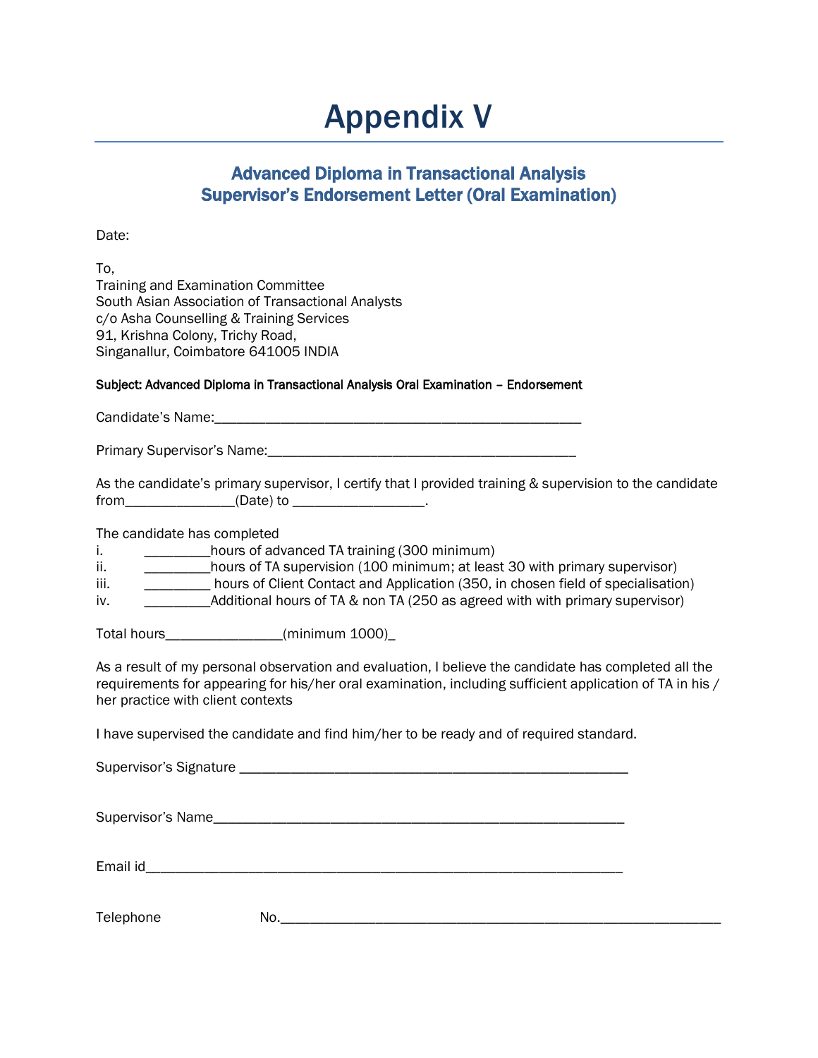# Appendix V

## Advanced Diploma in Transactional Analysis
## Supervisor's Endorsement Letter (Oral Examination)

Date:

To,
Training and Examination Committee
South Asian Association of Transactional Analysts
c/o Asha Counselling & Training Services
91, Krishna Colony, Trichy Road,
Singanallur, Coimbatore 641005 INDIA

**Subject: Advanced Diploma in Transactional Analysis Oral Examination – Endorsement**

Candidate's Name:___________________________________________________

Primary Supervisor's Name:__________________________________________

As the candidate's primary supervisor, I certify that I provided training & supervision to the candidate from_______________(Date) to __________________.

The candidate has completed

i. _________hours of advanced TA training (300 minimum)
ii. _________hours of TA supervision (100 minimum; at least 30 with primary supervisor)
iii. _________ hours of Client Contact and Application (350, in chosen field of specialisation)
iv. _________Additional hours of TA & non TA (250 as agreed with with primary supervisor)

Total hours________________(minimum 1000)_

As a result of my personal observation and evaluation, I believe the candidate has completed all the requirements for appearing for his/her oral examination, including sufficient application of TA in his / her practice with client contexts

I have supervised the candidate and find him/her to be ready and of required standard.

Supervisor's Signature ______________________________________________________

Supervisor's Name_________________________________________________________

Email id_________________________________________________________________

Telephone No._____________________________________________________________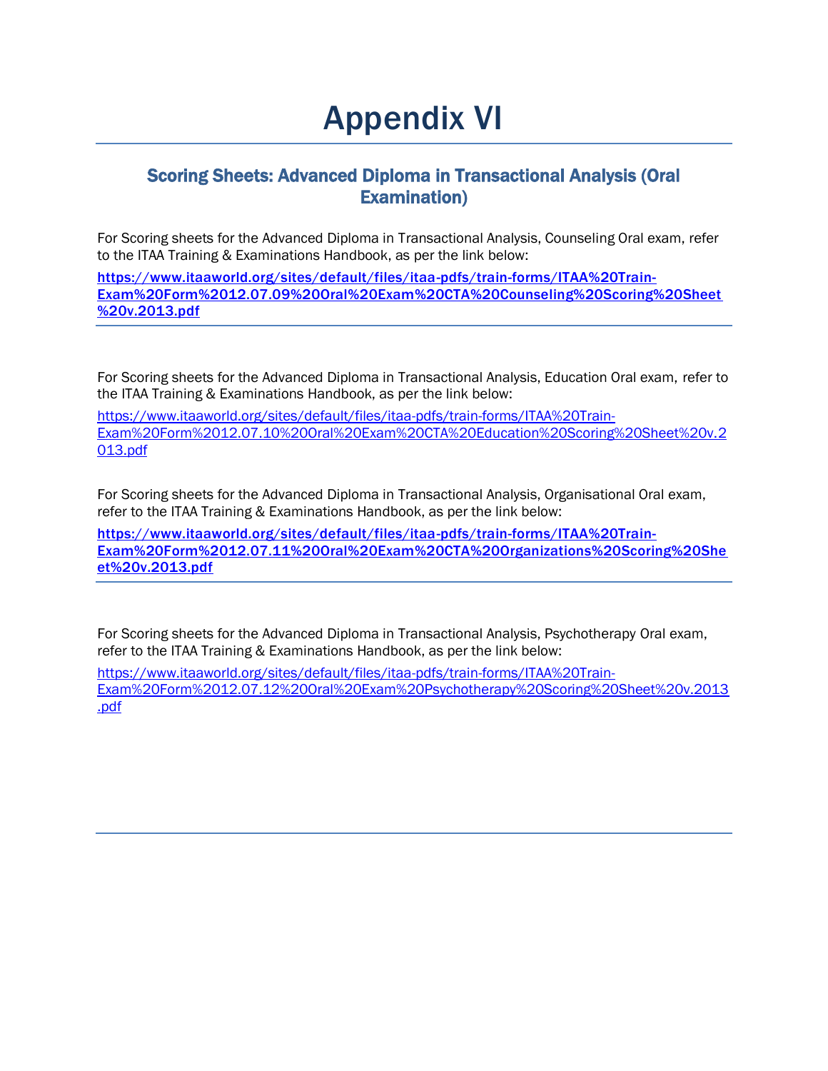# Appendix VI

## Scoring Sheets: Advanced Diploma in Transactional Analysis (Oral Examination)

For Scoring sheets for the Advanced Diploma in Transactional Analysis, Counseling Oral exam, refer to the ITAA Training & Examinations Handbook, as per the link below:

**https://www.itaaworld.org/sites/default/files/itaa-pdfs/train-forms/ITAA%20Train-Exam%20Form%2012.07.09%20Oral%20Exam%20CTA%20Counseling%20Scoring%20Sheet%20v.2013.pdf**

For Scoring sheets for the Advanced Diploma in Transactional Analysis, Education Oral exam, refer to the ITAA Training & Examinations Handbook, as per the link below:

https://www.itaaworld.org/sites/default/files/itaa-pdfs/train-forms/ITAA%20Train-Exam%20Form%2012.07.10%20Oral%20Exam%20CTA%20Education%20Scoring%20Sheet%20v.2013.pdf

For Scoring sheets for the Advanced Diploma in Transactional Analysis, Organisational Oral exam, refer to the ITAA Training & Examinations Handbook, as per the link below:

**https://www.itaaworld.org/sites/default/files/itaa-pdfs/train-forms/ITAA%20Train-Exam%20Form%2012.07.11%20Oral%20Exam%20CTA%20Organizations%20Scoring%20Sheet%20v.2013.pdf**

For Scoring sheets for the Advanced Diploma in Transactional Analysis, Psychotherapy Oral exam, refer to the ITAA Training & Examinations Handbook, as per the link below:

https://www.itaaworld.org/sites/default/files/itaa-pdfs/train-forms/ITAA%20Train-Exam%20Form%2012.07.12%20Oral%20Exam%20Psychotherapy%20Scoring%20Sheet%20v.2013.pdf